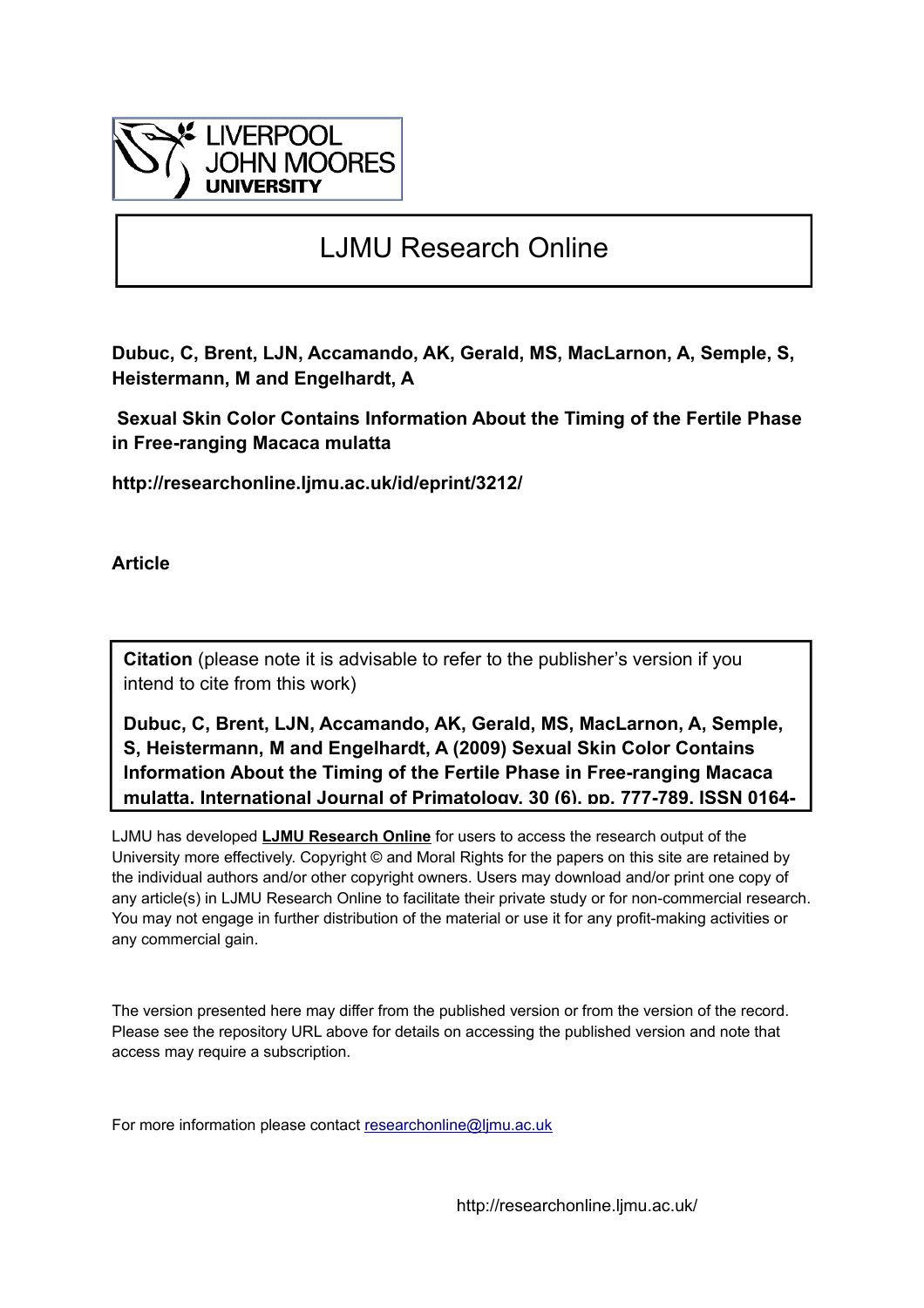LIVERPOOL JOHN MOORES UNIVERSITY

# LJMU Research Online

**Dubuc, C, Brent, LJN, Accamando, AK, Gerald, MS, MacLarnon, A, Semple, S, Heistermann, M and Engelhardt, A**

**Sexual Skin Color Contains Information About the Timing of the Fertile Phase in Free-ranging Macaca mulatta**

**http://researchonline.ljmu.ac.uk/id/eprint/3212/**

**Article**

**Citation** (please note it is advisable to refer to the publisher's version if you intend to cite from this work)

**Dubuc, C, Brent, LJN, Accamando, AK, Gerald, MS, MacLarnon, A, Semple, S, Heistermann, M and Engelhardt, A (2009) Sexual Skin Color Contains Information About the Timing of the Fertile Phase in Free-ranging Macaca mulatta. International Journal of Primatology, 30 (6). pp. 777-789. ISSN 0164-**

LJMU has developed **LJMU Research Online** for users to access the research output of the University more effectively. Copyright © and Moral Rights for the papers on this site are retained by the individual authors and/or other copyright owners. Users may download and/or print one copy of any article(s) in LJMU Research Online to facilitate their private study or for non-commercial research. You may not engage in further distribution of the material or use it for any profit-making activities or any commercial gain.

The version presented here may differ from the published version or from the version of the record. Please see the repository URL above for details on accessing the published version and note that access may require a subscription.

For more information please contact researchonline@ljmu.ac.uk

http://researchonline.ljmu.ac.uk/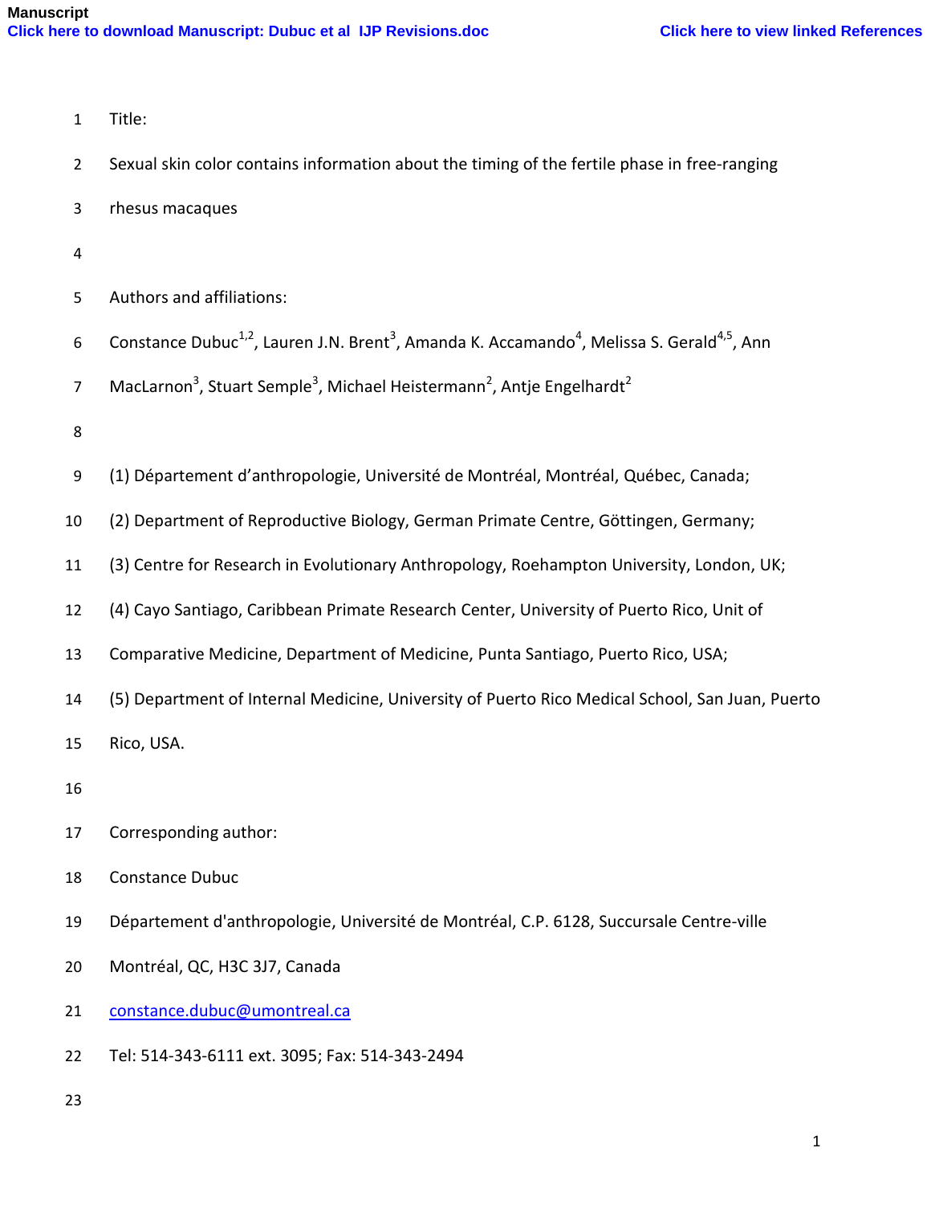Manuscript

Click here to download Manuscript: Dubuc et al IJP Revisions.doc

Click here to view linked References

Title:

Sexual skin color contains information about the timing of the fertile phase in free-ranging rhesus macaques

Authors and affiliations:

Constance Dubuc[1,2], Lauren J.N. Brent[3], Amanda K. Accamando[4], Melissa S. Gerald[4,5], Ann MacLarnon[3], Stuart Semple[3], Michael Heistermann[2], Antje Engelhardt[2]

(1) Département d'anthropologie, Université de Montréal, Montréal, Québec, Canada;

(2) Department of Reproductive Biology, German Primate Centre, Göttingen, Germany;

(3) Centre for Research in Evolutionary Anthropology, Roehampton University, London, UK;

(4) Cayo Santiago, Caribbean Primate Research Center, University of Puerto Rico, Unit of Comparative Medicine, Department of Medicine, Punta Santiago, Puerto Rico, USA;

(5) Department of Internal Medicine, University of Puerto Rico Medical School, San Juan, Puerto Rico, USA.

Corresponding author:

Constance Dubuc

Département d'anthropologie, Université de Montréal, C.P. 6128, Succursale Centre-ville

Montréal, QC, H3C 3J7, Canada

constance.dubuc@umontreal.ca

Tel: 514-343-6111 ext. 3095; Fax: 514-343-2494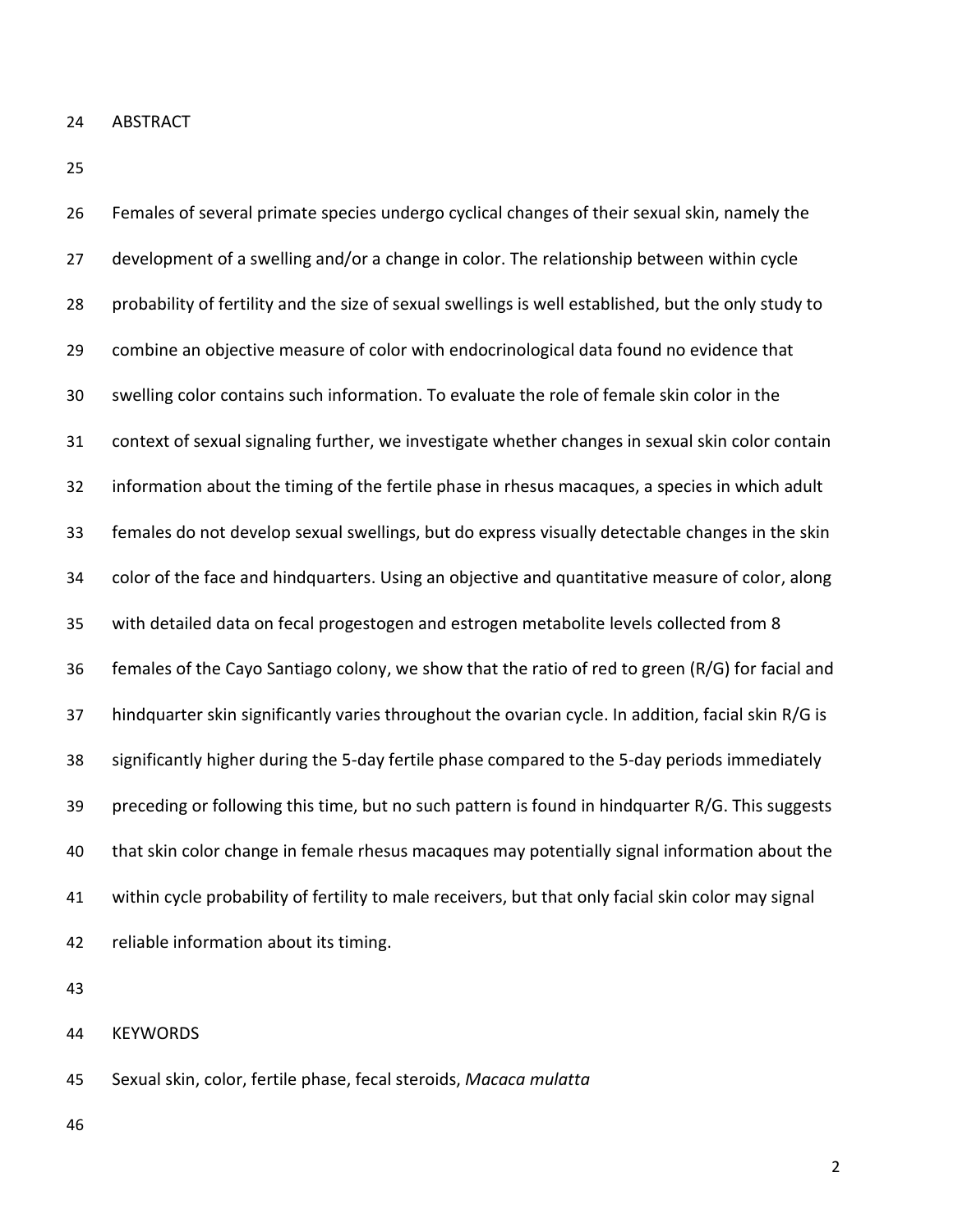## ABSTRACT

Females of several primate species undergo cyclical changes of their sexual skin, namely the development of a swelling and/or a change in color. The relationship between within cycle probability of fertility and the size of sexual swellings is well established, but the only study to combine an objective measure of color with endocrinological data found no evidence that swelling color contains such information. To evaluate the role of female skin color in the context of sexual signaling further, we investigate whether changes in sexual skin color contain information about the timing of the fertile phase in rhesus macaques, a species in which adult females do not develop sexual swellings, but do express visually detectable changes in the skin color of the face and hindquarters. Using an objective and quantitative measure of color, along with detailed data on fecal progestogen and estrogen metabolite levels collected from 8 females of the Cayo Santiago colony, we show that the ratio of red to green (R/G) for facial and hindquarter skin significantly varies throughout the ovarian cycle. In addition, facial skin R/G is significantly higher during the 5-day fertile phase compared to the 5-day periods immediately preceding or following this time, but no such pattern is found in hindquarter R/G. This suggests that skin color change in female rhesus macaques may potentially signal information about the within cycle probability of fertility to male receivers, but that only facial skin color may signal reliable information about its timing.

## KEYWORDS

Sexual skin, color, fertile phase, fecal steroids, *Macaca mulatta*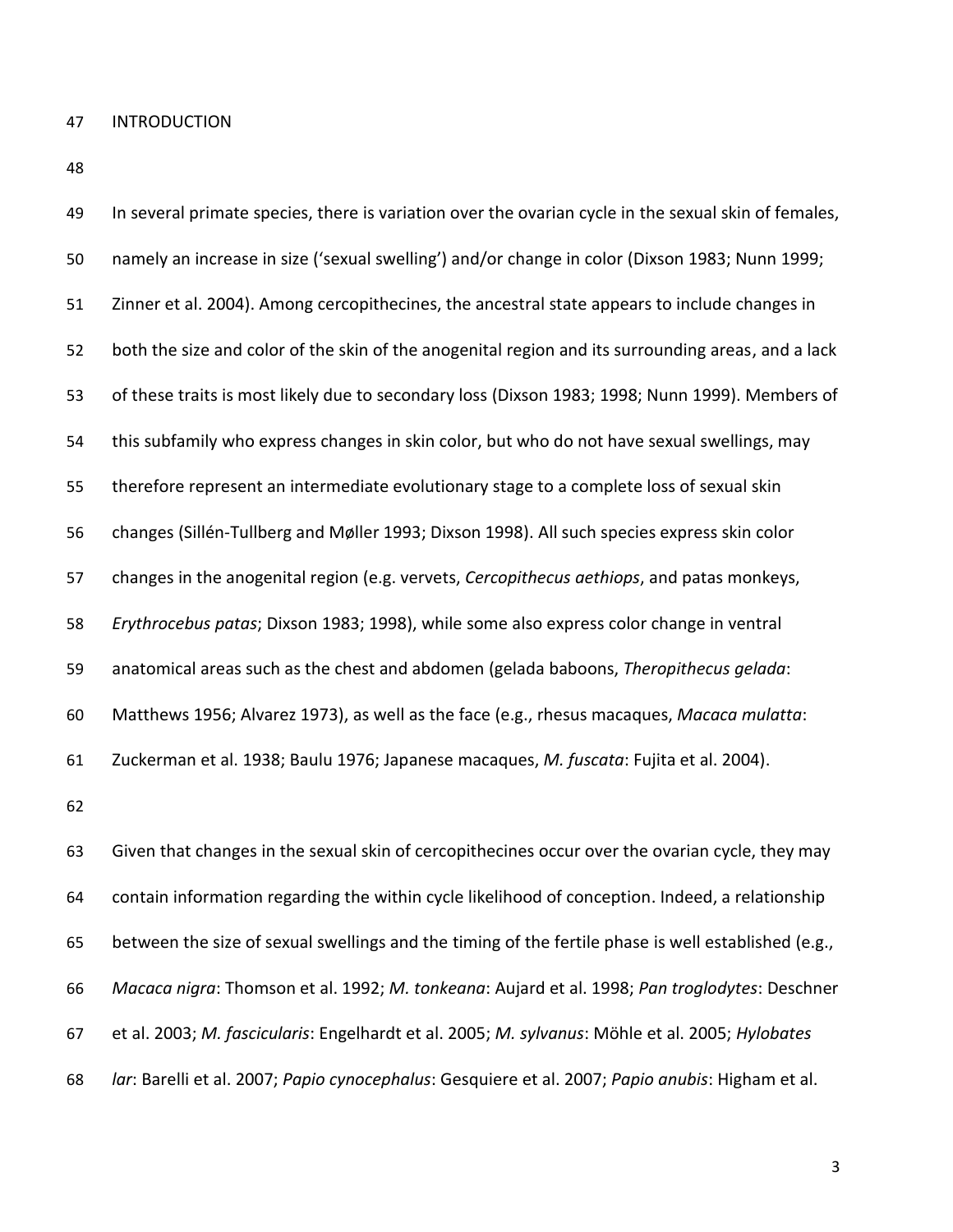## INTRODUCTION

In several primate species, there is variation over the ovarian cycle in the sexual skin of females, namely an increase in size ('sexual swelling') and/or change in color (Dixson 1983; Nunn 1999; Zinner et al. 2004). Among cercopithecines, the ancestral state appears to include changes in both the size and color of the skin of the anogenital region and its surrounding areas, and a lack of these traits is most likely due to secondary loss (Dixson 1983; 1998; Nunn 1999). Members of this subfamily who express changes in skin color, but who do not have sexual swellings, may therefore represent an intermediate evolutionary stage to a complete loss of sexual skin changes (Sillén-Tullberg and Møller 1993; Dixson 1998). All such species express skin color changes in the anogenital region (e.g. vervets, *Cercopithecus aethiops*, and patas monkeys, *Erythrocebus patas*; Dixson 1983; 1998), while some also express color change in ventral anatomical areas such as the chest and abdomen (gelada baboons, *Theropithecus gelada*: Matthews 1956; Alvarez 1973), as well as the face (e.g., rhesus macaques, *Macaca mulatta*: Zuckerman et al. 1938; Baulu 1976; Japanese macaques, *M. fuscata*: Fujita et al. 2004).

Given that changes in the sexual skin of cercopithecines occur over the ovarian cycle, they may contain information regarding the within cycle likelihood of conception. Indeed, a relationship between the size of sexual swellings and the timing of the fertile phase is well established (e.g., *Macaca nigra*: Thomson et al. 1992; *M. tonkeana*: Aujard et al. 1998; *Pan troglodytes*: Deschner et al. 2003; *M. fascicularis*: Engelhardt et al. 2005; *M. sylvanus*: Möhle et al. 2005; *Hylobates lar*: Barelli et al. 2007; *Papio cynocephalus*: Gesquiere et al. 2007; *Papio anubis*: Higham et al.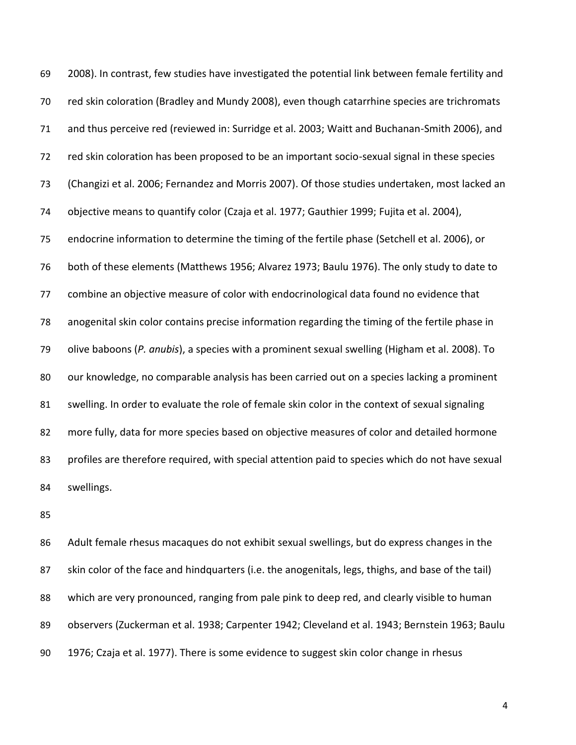2008). In contrast, few studies have investigated the potential link between female fertility and red skin coloration (Bradley and Mundy 2008), even though catarrhine species are trichromats and thus perceive red (reviewed in: Surridge et al. 2003; Waitt and Buchanan-Smith 2006), and red skin coloration has been proposed to be an important socio-sexual signal in these species (Changizi et al. 2006; Fernandez and Morris 2007). Of those studies undertaken, most lacked an objective means to quantify color (Czaja et al. 1977; Gauthier 1999; Fujita et al. 2004), endocrine information to determine the timing of the fertile phase (Setchell et al. 2006), or both of these elements (Matthews 1956; Alvarez 1973; Baulu 1976). The only study to date to combine an objective measure of color with endocrinological data found no evidence that anogenital skin color contains precise information regarding the timing of the fertile phase in olive baboons (*P. anubis*), a species with a prominent sexual swelling (Higham et al. 2008). To our knowledge, no comparable analysis has been carried out on a species lacking a prominent swelling. In order to evaluate the role of female skin color in the context of sexual signaling more fully, data for more species based on objective measures of color and detailed hormone profiles are therefore required, with special attention paid to species which do not have sexual swellings.

Adult female rhesus macaques do not exhibit sexual swellings, but do express changes in the skin color of the face and hindquarters (i.e. the anogenitals, legs, thighs, and base of the tail) which are very pronounced, ranging from pale pink to deep red, and clearly visible to human observers (Zuckerman et al. 1938; Carpenter 1942; Cleveland et al. 1943; Bernstein 1963; Baulu 1976; Czaja et al. 1977). There is some evidence to suggest skin color change in rhesus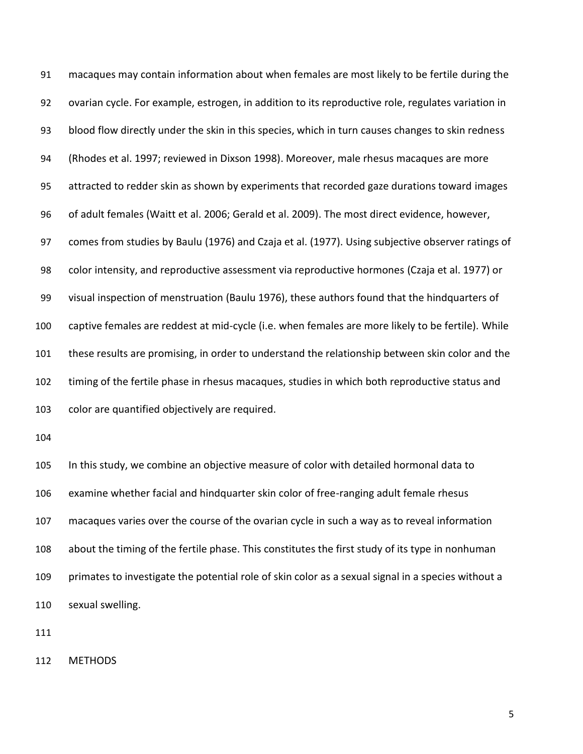macaques may contain information about when females are most likely to be fertile during the ovarian cycle. For example, estrogen, in addition to its reproductive role, regulates variation in blood flow directly under the skin in this species, which in turn causes changes to skin redness (Rhodes et al. 1997; reviewed in Dixson 1998). Moreover, male rhesus macaques are more attracted to redder skin as shown by experiments that recorded gaze durations toward images of adult females (Waitt et al. 2006; Gerald et al. 2009). The most direct evidence, however, comes from studies by Baulu (1976) and Czaja et al. (1977). Using subjective observer ratings of color intensity, and reproductive assessment via reproductive hormones (Czaja et al. 1977) or visual inspection of menstruation (Baulu 1976), these authors found that the hindquarters of captive females are reddest at mid-cycle (i.e. when females are more likely to be fertile). While these results are promising, in order to understand the relationship between skin color and the timing of the fertile phase in rhesus macaques, studies in which both reproductive status and color are quantified objectively are required.

In this study, we combine an objective measure of color with detailed hormonal data to examine whether facial and hindquarter skin color of free-ranging adult female rhesus macaques varies over the course of the ovarian cycle in such a way as to reveal information about the timing of the fertile phase. This constitutes the first study of its type in nonhuman primates to investigate the potential role of skin color as a sexual signal in a species without a sexual swelling.

## METHODS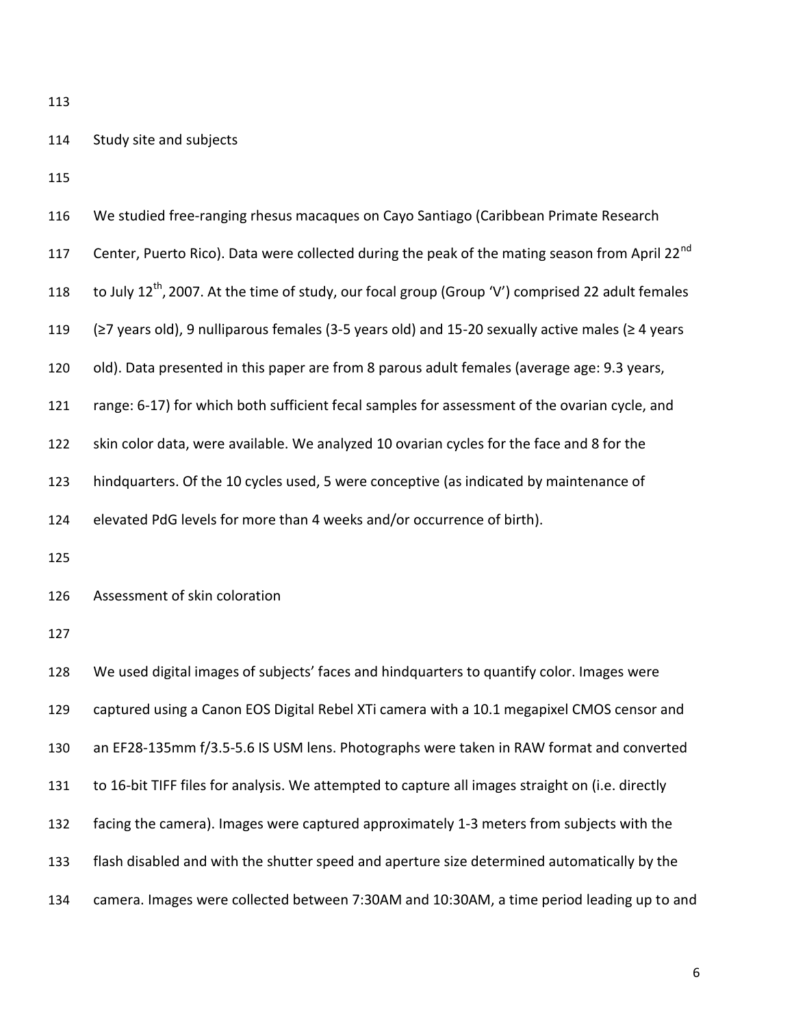## Study site and subjects

We studied free-ranging rhesus macaques on Cayo Santiago (Caribbean Primate Research Center, Puerto Rico). Data were collected during the peak of the mating season from April 22$^{nd}$ to July 12$^{th}$, 2007. At the time of study, our focal group (Group 'V') comprised 22 adult females (≥7 years old), 9 nulliparous females (3-5 years old) and 15-20 sexually active males (≥ 4 years old). Data presented in this paper are from 8 parous adult females (average age: 9.3 years, range: 6-17) for which both sufficient fecal samples for assessment of the ovarian cycle, and skin color data, were available. We analyzed 10 ovarian cycles for the face and 8 for the hindquarters. Of the 10 cycles used, 5 were conceptive (as indicated by maintenance of elevated PdG levels for more than 4 weeks and/or occurrence of birth).

## Assessment of skin coloration

We used digital images of subjects' faces and hindquarters to quantify color. Images were captured using a Canon EOS Digital Rebel XTi camera with a 10.1 megapixel CMOS censor and an EF28-135mm f/3.5-5.6 IS USM lens. Photographs were taken in RAW format and converted to 16-bit TIFF files for analysis. We attempted to capture all images straight on (i.e. directly facing the camera). Images were captured approximately 1-3 meters from subjects with the flash disabled and with the shutter speed and aperture size determined automatically by the camera. Images were collected between 7:30AM and 10:30AM, a time period leading up to and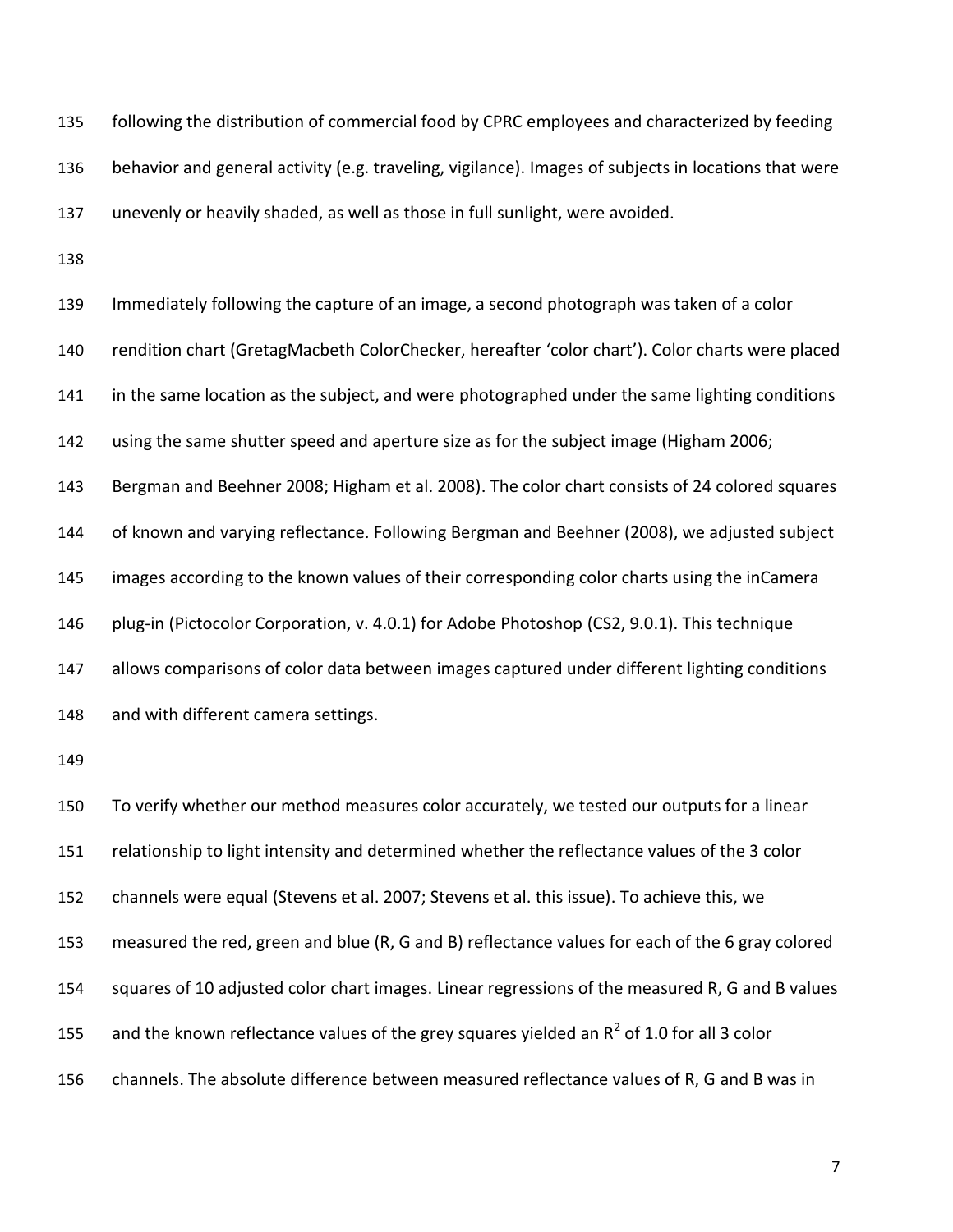following the distribution of commercial food by CPRC employees and characterized by feeding behavior and general activity (e.g. traveling, vigilance). Images of subjects in locations that were unevenly or heavily shaded, as well as those in full sunlight, were avoided.

Immediately following the capture of an image, a second photograph was taken of a color rendition chart (GretagMacbeth ColorChecker, hereafter 'color chart'). Color charts were placed in the same location as the subject, and were photographed under the same lighting conditions using the same shutter speed and aperture size as for the subject image (Higham 2006; Bergman and Beehner 2008; Higham et al. 2008). The color chart consists of 24 colored squares of known and varying reflectance. Following Bergman and Beehner (2008), we adjusted subject images according to the known values of their corresponding color charts using the inCamera plug-in (Pictocolor Corporation, v. 4.0.1) for Adobe Photoshop (CS2, 9.0.1). This technique allows comparisons of color data between images captured under different lighting conditions and with different camera settings.

To verify whether our method measures color accurately, we tested our outputs for a linear relationship to light intensity and determined whether the reflectance values of the 3 color channels were equal (Stevens et al. 2007; Stevens et al. this issue). To achieve this, we measured the red, green and blue (R, G and B) reflectance values for each of the 6 gray colored squares of 10 adjusted color chart images. Linear regressions of the measured R, G and B values and the known reflectance values of the grey squares yielded an $R^2$ of 1.0 for all 3 color channels. The absolute difference between measured reflectance values of R, G and B was in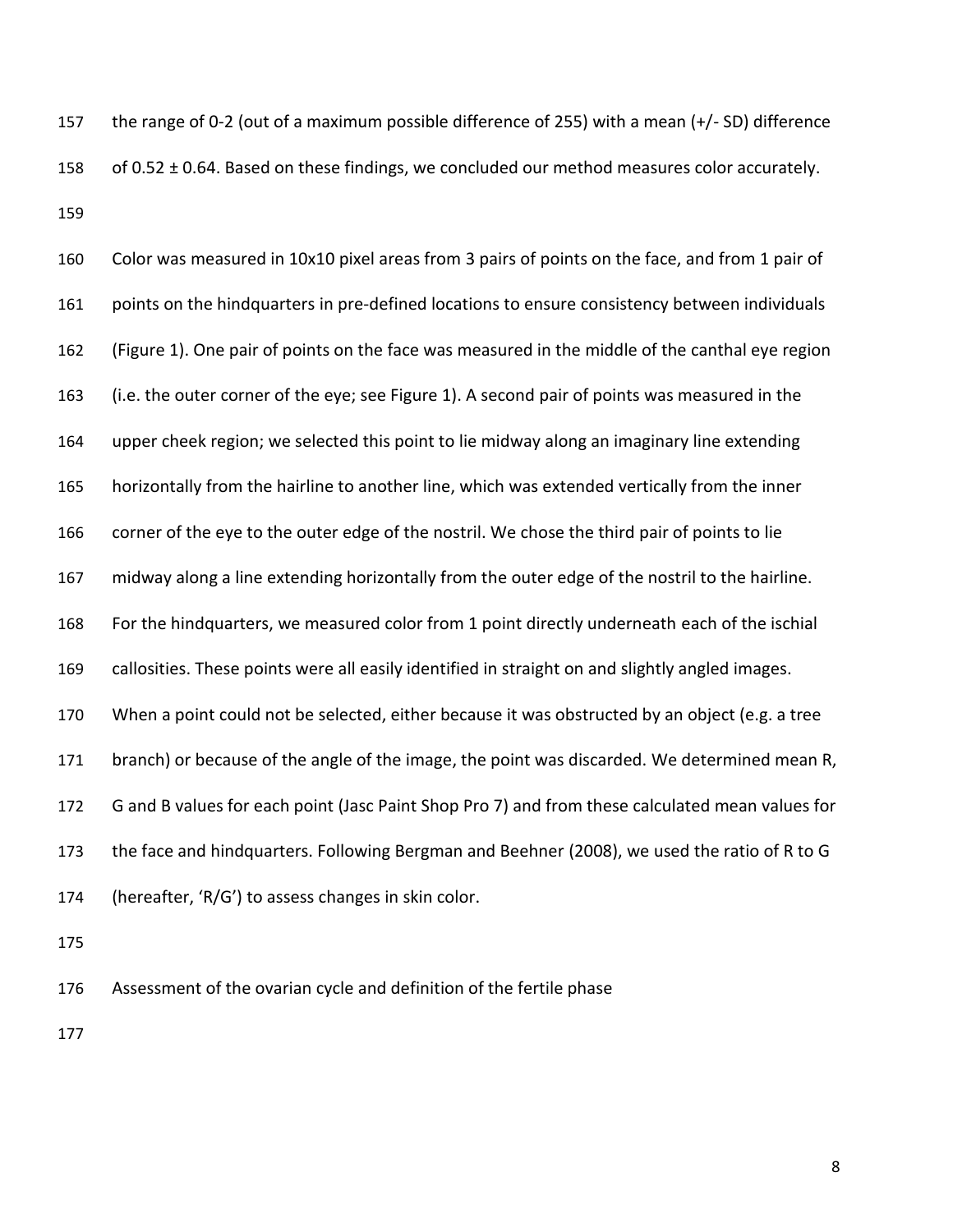the range of 0-2 (out of a maximum possible difference of 255) with a mean (+/- SD) difference of 0.52 ± 0.64. Based on these findings, we concluded our method measures color accurately.

Color was measured in 10x10 pixel areas from 3 pairs of points on the face, and from 1 pair of points on the hindquarters in pre-defined locations to ensure consistency between individuals (Figure 1). One pair of points on the face was measured in the middle of the canthal eye region (i.e. the outer corner of the eye; see Figure 1). A second pair of points was measured in the upper cheek region; we selected this point to lie midway along an imaginary line extending horizontally from the hairline to another line, which was extended vertically from the inner corner of the eye to the outer edge of the nostril. We chose the third pair of points to lie midway along a line extending horizontally from the outer edge of the nostril to the hairline. For the hindquarters, we measured color from 1 point directly underneath each of the ischial callosities. These points were all easily identified in straight on and slightly angled images. When a point could not be selected, either because it was obstructed by an object (e.g. a tree branch) or because of the angle of the image, the point was discarded. We determined mean R, G and B values for each point (Jasc Paint Shop Pro 7) and from these calculated mean values for the face and hindquarters. Following Bergman and Beehner (2008), we used the ratio of R to G (hereafter, 'R/G') to assess changes in skin color.

## Assessment of the ovarian cycle and definition of the fertile phase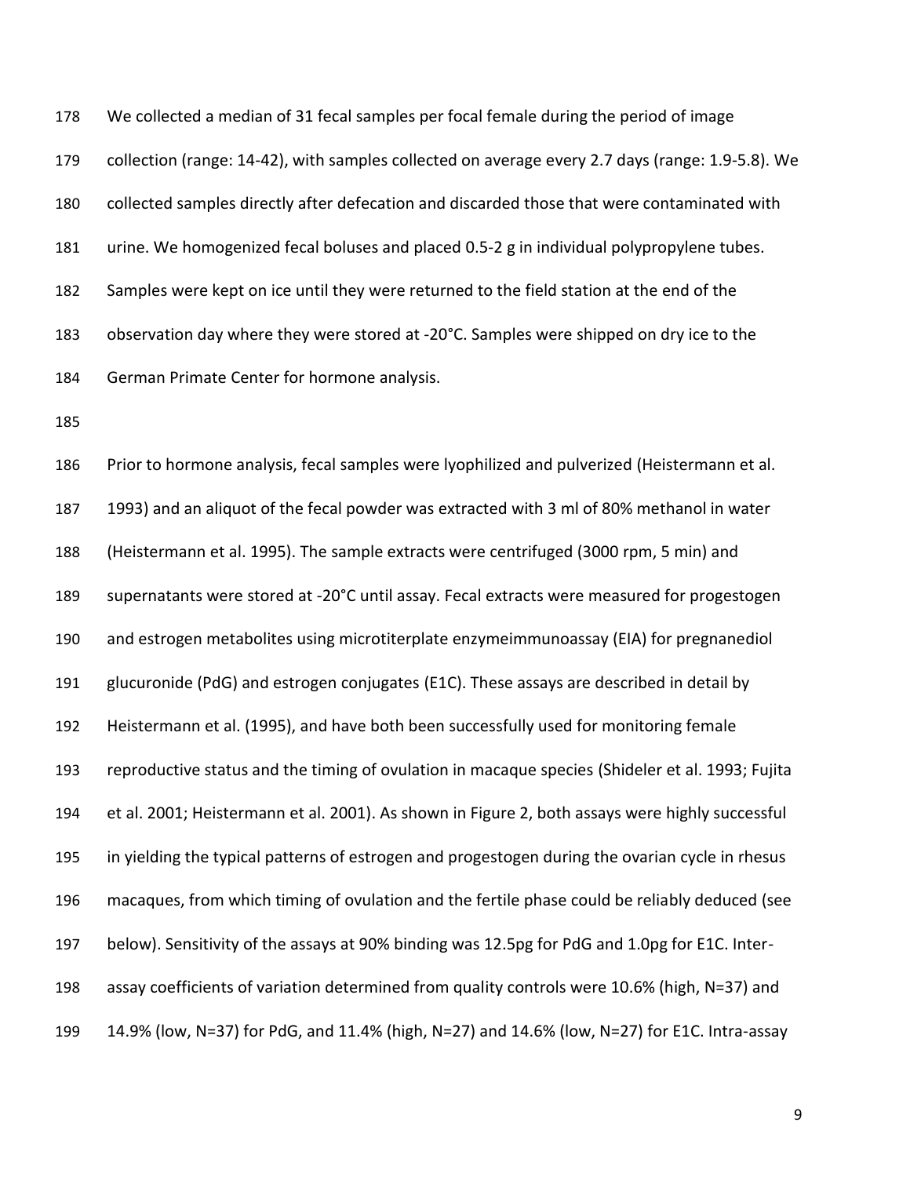We collected a median of 31 fecal samples per focal female during the period of image collection (range: 14-42), with samples collected on average every 2.7 days (range: 1.9-5.8). We collected samples directly after defecation and discarded those that were contaminated with urine. We homogenized fecal boluses and placed 0.5-2 g in individual polypropylene tubes. Samples were kept on ice until they were returned to the field station at the end of the observation day where they were stored at -20°C. Samples were shipped on dry ice to the German Primate Center for hormone analysis.

Prior to hormone analysis, fecal samples were lyophilized and pulverized (Heistermann et al. 1993) and an aliquot of the fecal powder was extracted with 3 ml of 80% methanol in water (Heistermann et al. 1995). The sample extracts were centrifuged (3000 rpm, 5 min) and supernatants were stored at -20°C until assay. Fecal extracts were measured for progestogen and estrogen metabolites using microtiterplate enzymeimmunoassay (EIA) for pregnanediol glucuronide (PdG) and estrogen conjugates (E1C). These assays are described in detail by Heistermann et al. (1995), and have both been successfully used for monitoring female reproductive status and the timing of ovulation in macaque species (Shideler et al. 1993; Fujita et al. 2001; Heistermann et al. 2001). As shown in Figure 2, both assays were highly successful in yielding the typical patterns of estrogen and progestogen during the ovarian cycle in rhesus macaques, from which timing of ovulation and the fertile phase could be reliably deduced (see below). Sensitivity of the assays at 90% binding was 12.5pg for PdG and 1.0pg for E1C. Inter-assay coefficients of variation determined from quality controls were 10.6% (high, N=37) and 14.9% (low, N=37) for PdG, and 11.4% (high, N=27) and 14.6% (low, N=27) for E1C. Intra-assay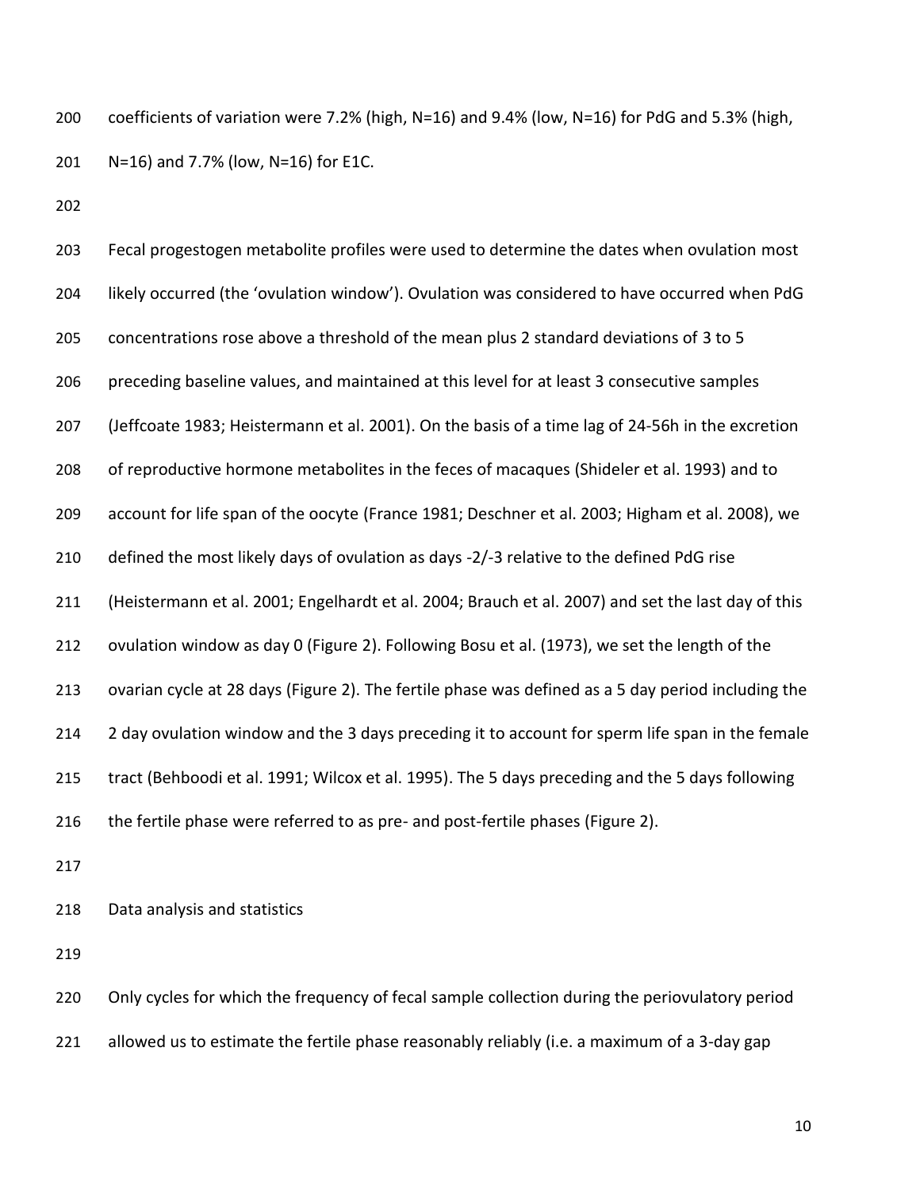coefficients of variation were 7.2% (high, N=16) and 9.4% (low, N=16) for PdG and 5.3% (high, N=16) and 7.7% (low, N=16) for E1C.

Fecal progestogen metabolite profiles were used to determine the dates when ovulation most likely occurred (the 'ovulation window'). Ovulation was considered to have occurred when PdG concentrations rose above a threshold of the mean plus 2 standard deviations of 3 to 5 preceding baseline values, and maintained at this level for at least 3 consecutive samples (Jeffcoate 1983; Heistermann et al. 2001). On the basis of a time lag of 24-56h in the excretion of reproductive hormone metabolites in the feces of macaques (Shideler et al. 1993) and to account for life span of the oocyte (France 1981; Deschner et al. 2003; Higham et al. 2008), we defined the most likely days of ovulation as days -2/-3 relative to the defined PdG rise (Heistermann et al. 2001; Engelhardt et al. 2004; Brauch et al. 2007) and set the last day of this ovulation window as day 0 (Figure 2). Following Bosu et al. (1973), we set the length of the ovarian cycle at 28 days (Figure 2). The fertile phase was defined as a 5 day period including the 2 day ovulation window and the 3 days preceding it to account for sperm life span in the female tract (Behboodi et al. 1991; Wilcox et al. 1995). The 5 days preceding and the 5 days following the fertile phase were referred to as pre- and post-fertile phases (Figure 2).

## Data analysis and statistics

Only cycles for which the frequency of fecal sample collection during the periovulatory period allowed us to estimate the fertile phase reasonably reliably (i.e. a maximum of a 3-day gap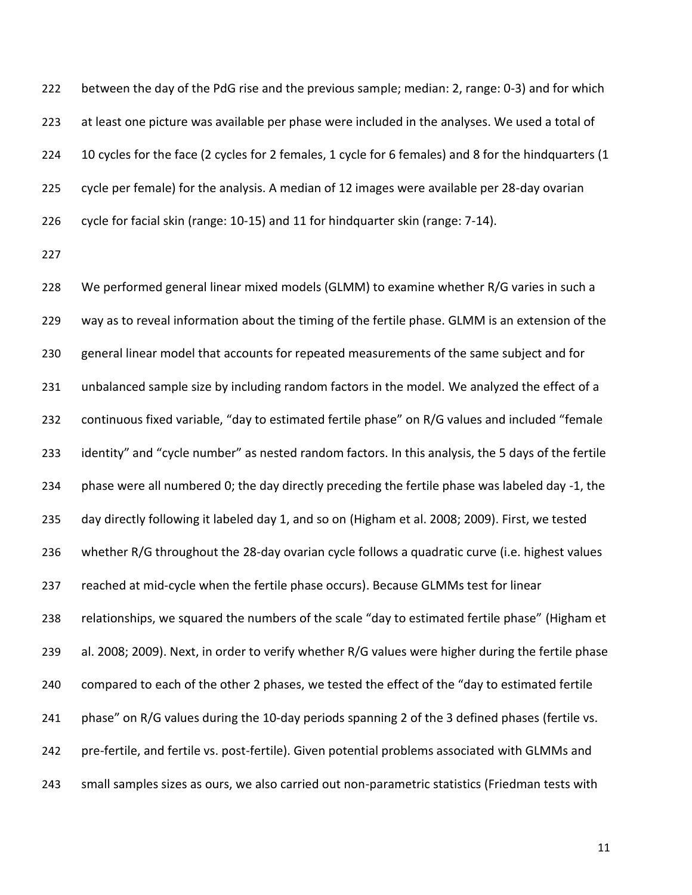between the day of the PdG rise and the previous sample; median: 2, range: 0-3) and for which at least one picture was available per phase were included in the analyses. We used a total of 10 cycles for the face (2 cycles for 2 females, 1 cycle for 6 females) and 8 for the hindquarters (1 cycle per female) for the analysis. A median of 12 images were available per 28-day ovarian cycle for facial skin (range: 10-15) and 11 for hindquarter skin (range: 7-14).

We performed general linear mixed models (GLMM) to examine whether R/G varies in such a way as to reveal information about the timing of the fertile phase. GLMM is an extension of the general linear model that accounts for repeated measurements of the same subject and for unbalanced sample size by including random factors in the model. We analyzed the effect of a continuous fixed variable, "day to estimated fertile phase" on R/G values and included "female identity" and "cycle number" as nested random factors. In this analysis, the 5 days of the fertile phase were all numbered 0; the day directly preceding the fertile phase was labeled day -1, the day directly following it labeled day 1, and so on (Higham et al. 2008; 2009). First, we tested whether R/G throughout the 28-day ovarian cycle follows a quadratic curve (i.e. highest values reached at mid-cycle when the fertile phase occurs). Because GLMMs test for linear relationships, we squared the numbers of the scale "day to estimated fertile phase" (Higham et al. 2008; 2009). Next, in order to verify whether R/G values were higher during the fertile phase compared to each of the other 2 phases, we tested the effect of the "day to estimated fertile phase" on R/G values during the 10-day periods spanning 2 of the 3 defined phases (fertile vs. pre-fertile, and fertile vs. post-fertile). Given potential problems associated with GLMMs and small samples sizes as ours, we also carried out non-parametric statistics (Friedman tests with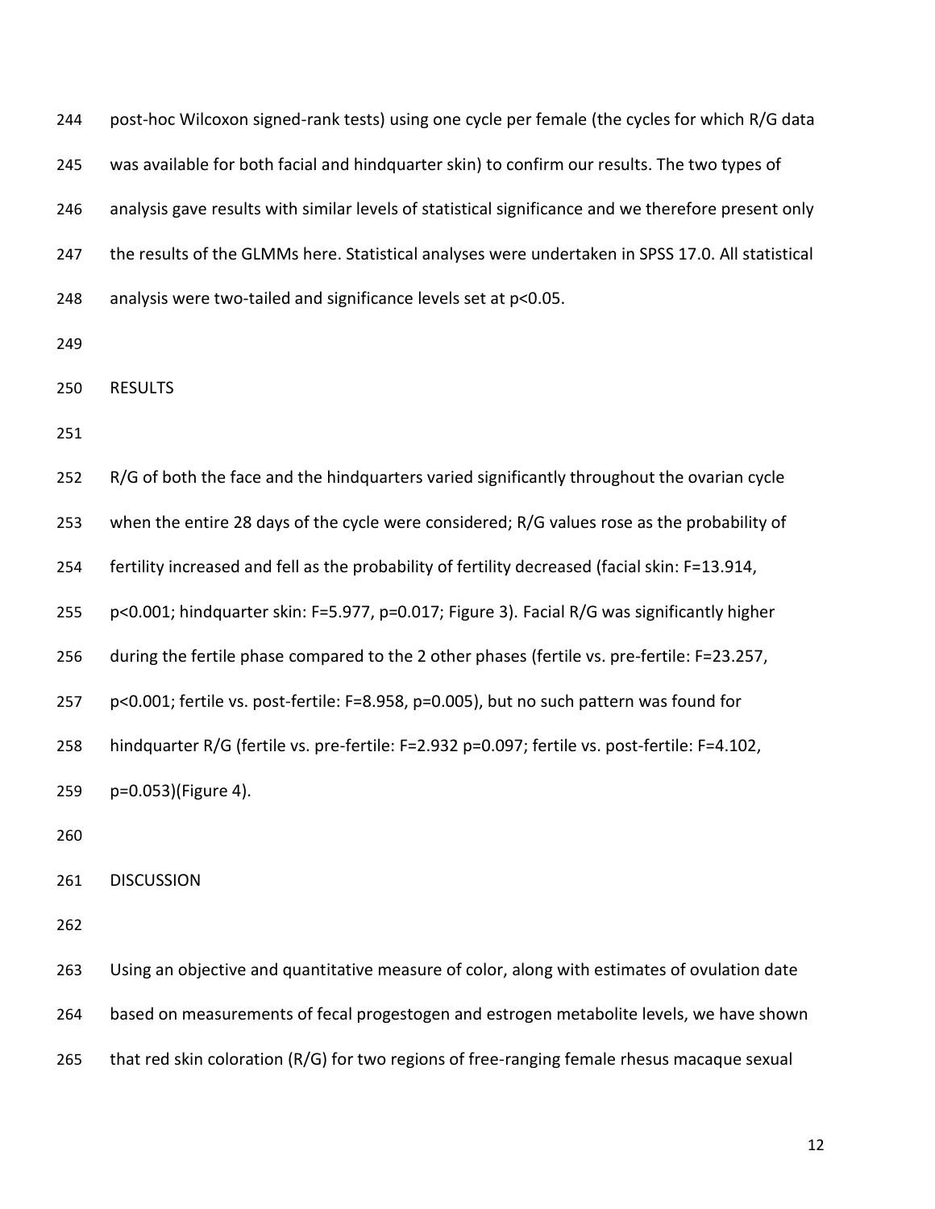post-hoc Wilcoxon signed-rank tests) using one cycle per female (the cycles for which R/G data was available for both facial and hindquarter skin) to confirm our results. The two types of analysis gave results with similar levels of statistical significance and we therefore present only the results of the GLMMs here. Statistical analyses were undertaken in SPSS 17.0. All statistical analysis were two-tailed and significance levels set at $p<0.05$.

## RESULTS

R/G of both the face and the hindquarters varied significantly throughout the ovarian cycle when the entire 28 days of the cycle were considered; R/G values rose as the probability of fertility increased and fell as the probability of fertility decreased (facial skin: $F=13.914$, $p<0.001$; hindquarter skin: $F=5.977$, $p=0.017$; Figure 3). Facial R/G was significantly higher during the fertile phase compared to the 2 other phases (fertile vs. pre-fertile: $F=23.257$, $p<0.001$; fertile vs. post-fertile: $F=8.958$, $p=0.005$), but no such pattern was found for hindquarter R/G (fertile vs. pre-fertile: $F=2.932$ $p=0.097$; fertile vs. post-fertile: $F=4.102$, $p=0.053$)(Figure 4).

## DISCUSSION

Using an objective and quantitative measure of color, along with estimates of ovulation date based on measurements of fecal progestogen and estrogen metabolite levels, we have shown that red skin coloration (R/G) for two regions of free-ranging female rhesus macaque sexual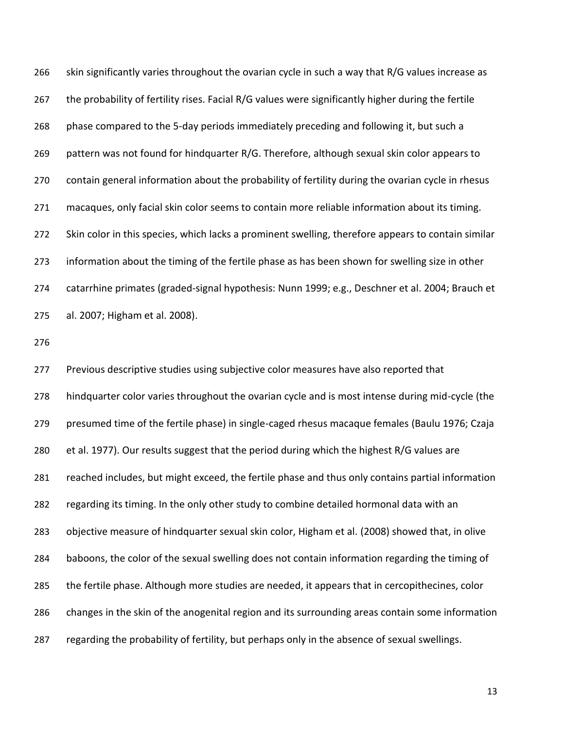skin significantly varies throughout the ovarian cycle in such a way that R/G values increase as the probability of fertility rises. Facial R/G values were significantly higher during the fertile phase compared to the 5-day periods immediately preceding and following it, but such a pattern was not found for hindquarter R/G. Therefore, although sexual skin color appears to contain general information about the probability of fertility during the ovarian cycle in rhesus macaques, only facial skin color seems to contain more reliable information about its timing. Skin color in this species, which lacks a prominent swelling, therefore appears to contain similar information about the timing of the fertile phase as has been shown for swelling size in other catarrhine primates (graded-signal hypothesis: Nunn 1999; e.g., Deschner et al. 2004; Brauch et al. 2007; Higham et al. 2008).

Previous descriptive studies using subjective color measures have also reported that hindquarter color varies throughout the ovarian cycle and is most intense during mid-cycle (the presumed time of the fertile phase) in single-caged rhesus macaque females (Baulu 1976; Czaja et al. 1977). Our results suggest that the period during which the highest R/G values are reached includes, but might exceed, the fertile phase and thus only contains partial information regarding its timing. In the only other study to combine detailed hormonal data with an objective measure of hindquarter sexual skin color, Higham et al. (2008) showed that, in olive baboons, the color of the sexual swelling does not contain information regarding the timing of the fertile phase. Although more studies are needed, it appears that in cercopithecines, color changes in the skin of the anogenital region and its surrounding areas contain some information regarding the probability of fertility, but perhaps only in the absence of sexual swellings.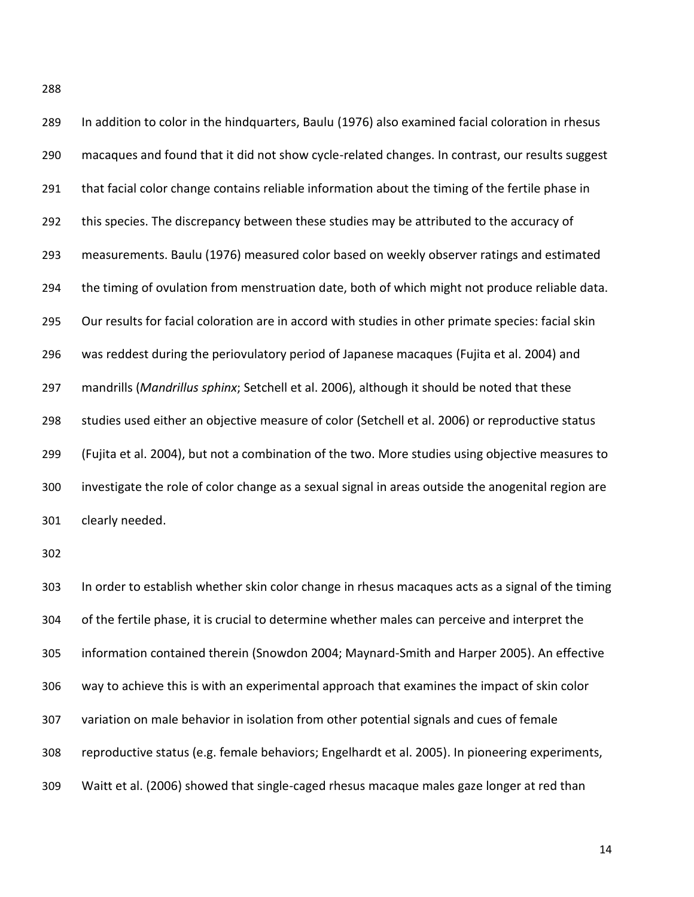In addition to color in the hindquarters, Baulu (1976) also examined facial coloration in rhesus macaques and found that it did not show cycle-related changes. In contrast, our results suggest that facial color change contains reliable information about the timing of the fertile phase in this species. The discrepancy between these studies may be attributed to the accuracy of measurements. Baulu (1976) measured color based on weekly observer ratings and estimated the timing of ovulation from menstruation date, both of which might not produce reliable data. Our results for facial coloration are in accord with studies in other primate species: facial skin was reddest during the periovulatory period of Japanese macaques (Fujita et al. 2004) and mandrills (*Mandrillus sphinx*; Setchell et al. 2006), although it should be noted that these studies used either an objective measure of color (Setchell et al. 2006) or reproductive status (Fujita et al. 2004), but not a combination of the two. More studies using objective measures to investigate the role of color change as a sexual signal in areas outside the anogenital region are clearly needed.

In order to establish whether skin color change in rhesus macaques acts as a signal of the timing of the fertile phase, it is crucial to determine whether males can perceive and interpret the information contained therein (Snowdon 2004; Maynard-Smith and Harper 2005). An effective way to achieve this is with an experimental approach that examines the impact of skin color variation on male behavior in isolation from other potential signals and cues of female reproductive status (e.g. female behaviors; Engelhardt et al. 2005). In pioneering experiments, Waitt et al. (2006) showed that single-caged rhesus macaque males gaze longer at red than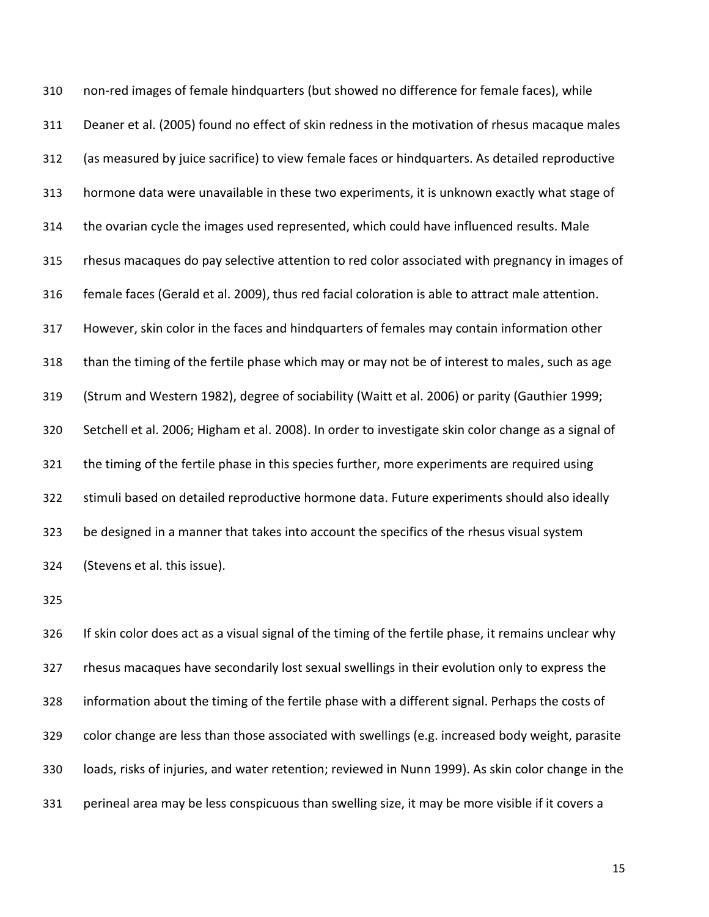non-red images of female hindquarters (but showed no difference for female faces), while Deaner et al. (2005) found no effect of skin redness in the motivation of rhesus macaque males (as measured by juice sacrifice) to view female faces or hindquarters. As detailed reproductive hormone data were unavailable in these two experiments, it is unknown exactly what stage of the ovarian cycle the images used represented, which could have influenced results. Male rhesus macaques do pay selective attention to red color associated with pregnancy in images of female faces (Gerald et al. 2009), thus red facial coloration is able to attract male attention. However, skin color in the faces and hindquarters of females may contain information other than the timing of the fertile phase which may or may not be of interest to males, such as age (Strum and Western 1982), degree of sociability (Waitt et al. 2006) or parity (Gauthier 1999; Setchell et al. 2006; Higham et al. 2008). In order to investigate skin color change as a signal of the timing of the fertile phase in this species further, more experiments are required using stimuli based on detailed reproductive hormone data. Future experiments should also ideally be designed in a manner that takes into account the specifics of the rhesus visual system (Stevens et al. this issue).

If skin color does act as a visual signal of the timing of the fertile phase, it remains unclear why rhesus macaques have secondarily lost sexual swellings in their evolution only to express the information about the timing of the fertile phase with a different signal. Perhaps the costs of color change are less than those associated with swellings (e.g. increased body weight, parasite loads, risks of injuries, and water retention; reviewed in Nunn 1999). As skin color change in the perineal area may be less conspicuous than swelling size, it may be more visible if it covers a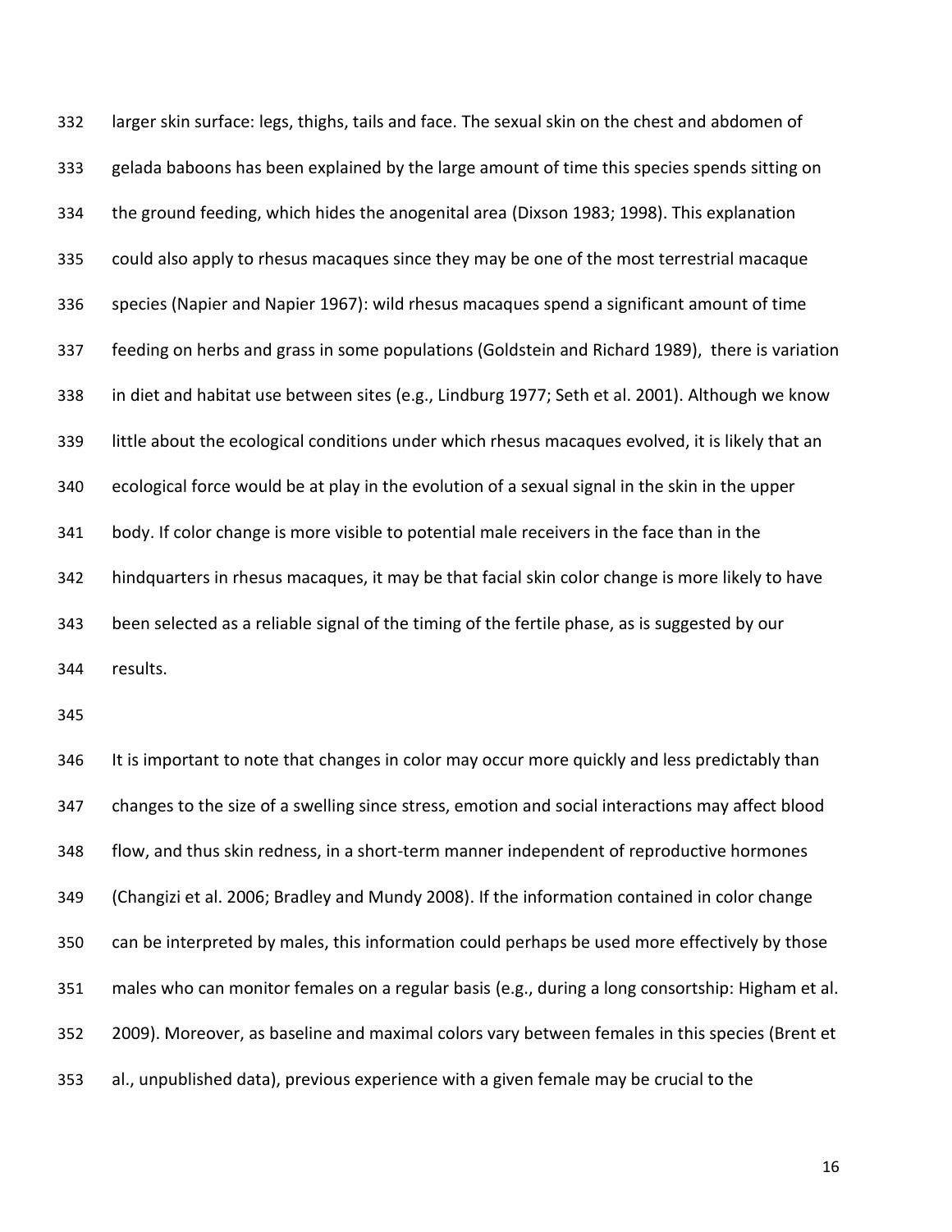larger skin surface: legs, thighs, tails and face. The sexual skin on the chest and abdomen of gelada baboons has been explained by the large amount of time this species spends sitting on the ground feeding, which hides the anogenital area (Dixson 1983; 1998). This explanation could also apply to rhesus macaques since they may be one of the most terrestrial macaque species (Napier and Napier 1967): wild rhesus macaques spend a significant amount of time feeding on herbs and grass in some populations (Goldstein and Richard 1989), there is variation in diet and habitat use between sites (e.g., Lindburg 1977; Seth et al. 2001). Although we know little about the ecological conditions under which rhesus macaques evolved, it is likely that an ecological force would be at play in the evolution of a sexual signal in the skin in the upper body. If color change is more visible to potential male receivers in the face than in the hindquarters in rhesus macaques, it may be that facial skin color change is more likely to have been selected as a reliable signal of the timing of the fertile phase, as is suggested by our results.

It is important to note that changes in color may occur more quickly and less predictably than changes to the size of a swelling since stress, emotion and social interactions may affect blood flow, and thus skin redness, in a short-term manner independent of reproductive hormones (Changizi et al. 2006; Bradley and Mundy 2008). If the information contained in color change can be interpreted by males, this information could perhaps be used more effectively by those males who can monitor females on a regular basis (e.g., during a long consortship: Higham et al. 2009). Moreover, as baseline and maximal colors vary between females in this species (Brent et al., unpublished data), previous experience with a given female may be crucial to the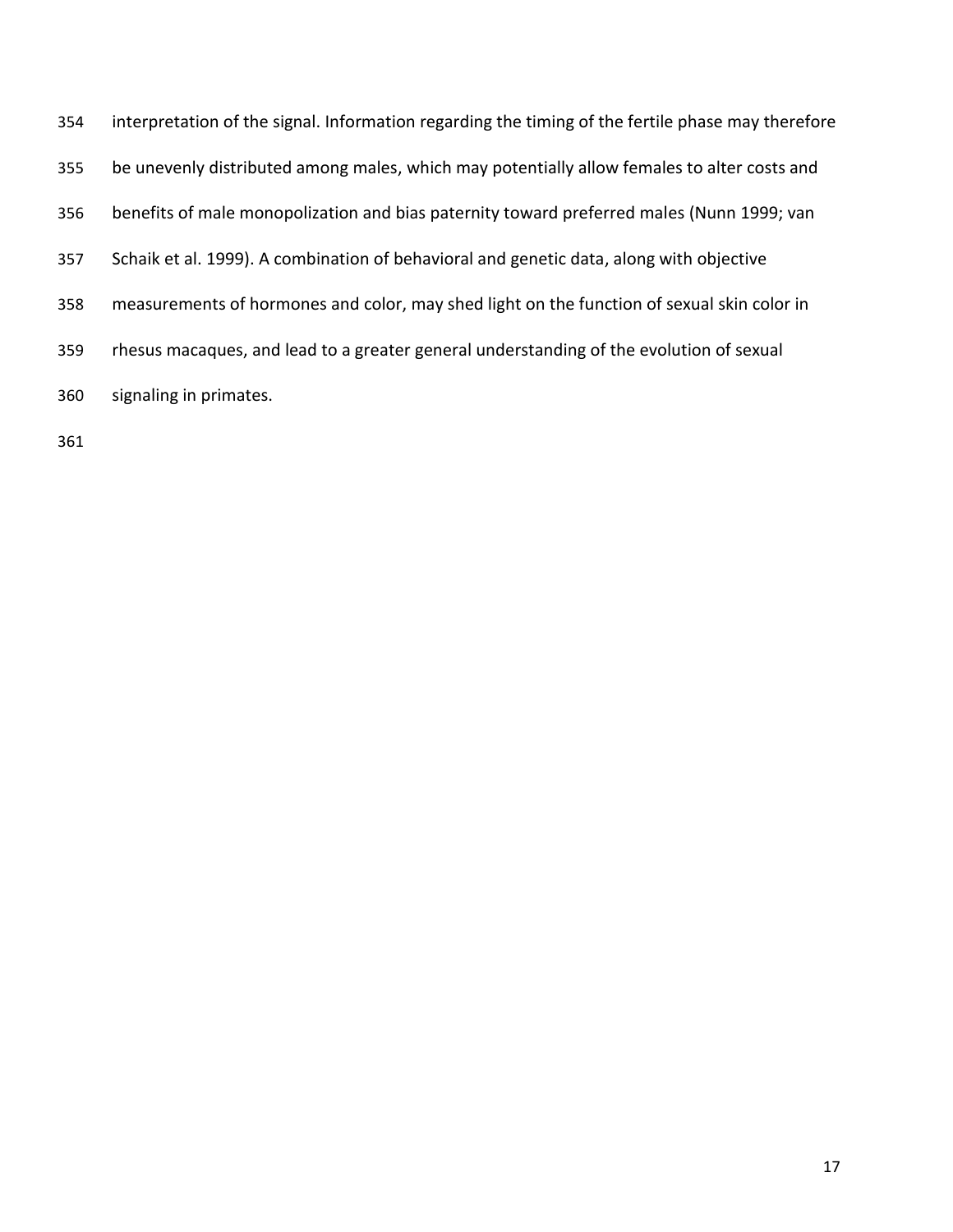interpretation of the signal. Information regarding the timing of the fertile phase may therefore be unevenly distributed among males, which may potentially allow females to alter costs and benefits of male monopolization and bias paternity toward preferred males (Nunn 1999; van Schaik et al. 1999). A combination of behavioral and genetic data, along with objective measurements of hormones and color, may shed light on the function of sexual skin color in rhesus macaques, and lead to a greater general understanding of the evolution of sexual signaling in primates.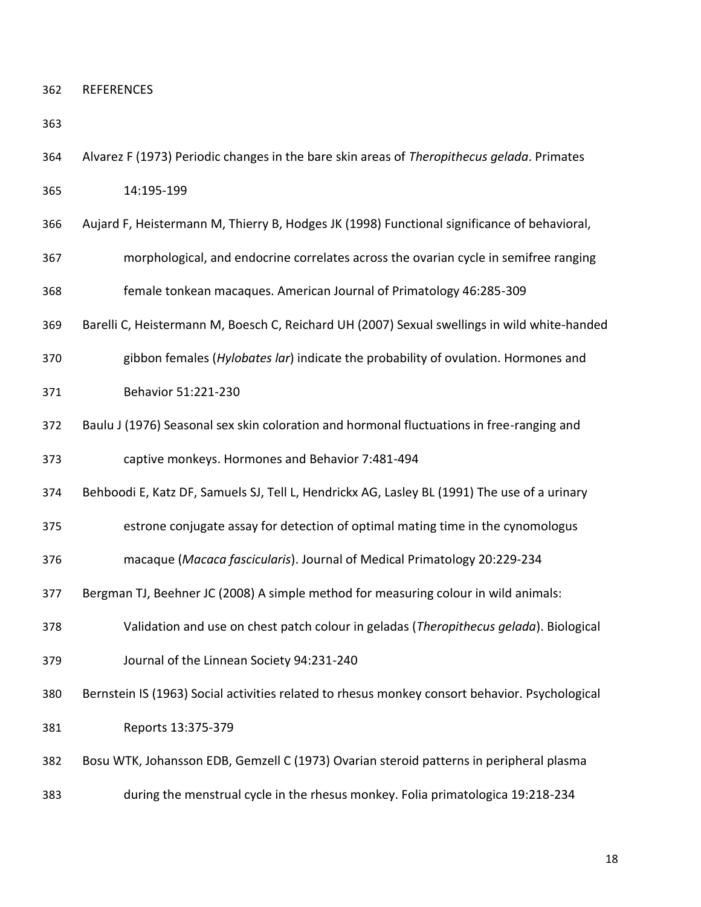## REFERENCES

Alvarez F (1973) Periodic changes in the bare skin areas of *Theropithecus gelada*. Primates 14:195-199

Aujard F, Heistermann M, Thierry B, Hodges JK (1998) Functional significance of behavioral, morphological, and endocrine correlates across the ovarian cycle in semifree ranging female tonkean macaques. American Journal of Primatology 46:285-309

Barelli C, Heistermann M, Boesch C, Reichard UH (2007) Sexual swellings in wild white-handed gibbon females (*Hylobates lar*) indicate the probability of ovulation. Hormones and Behavior 51:221-230

Baulu J (1976) Seasonal sex skin coloration and hormonal fluctuations in free-ranging and captive monkeys. Hormones and Behavior 7:481-494

Behboodi E, Katz DF, Samuels SJ, Tell L, Hendrickx AG, Lasley BL (1991) The use of a urinary estrone conjugate assay for detection of optimal mating time in the cynomologus macaque (*Macaca fascicularis*). Journal of Medical Primatology 20:229-234

Bergman TJ, Beehner JC (2008) A simple method for measuring colour in wild animals: Validation and use on chest patch colour in geladas (*Theropithecus gelada*). Biological Journal of the Linnean Society 94:231-240

Bernstein IS (1963) Social activities related to rhesus monkey consort behavior. Psychological Reports 13:375-379

Bosu WTK, Johansson EDB, Gemzell C (1973) Ovarian steroid patterns in peripheral plasma during the menstrual cycle in the rhesus monkey. Folia primatologica 19:218-234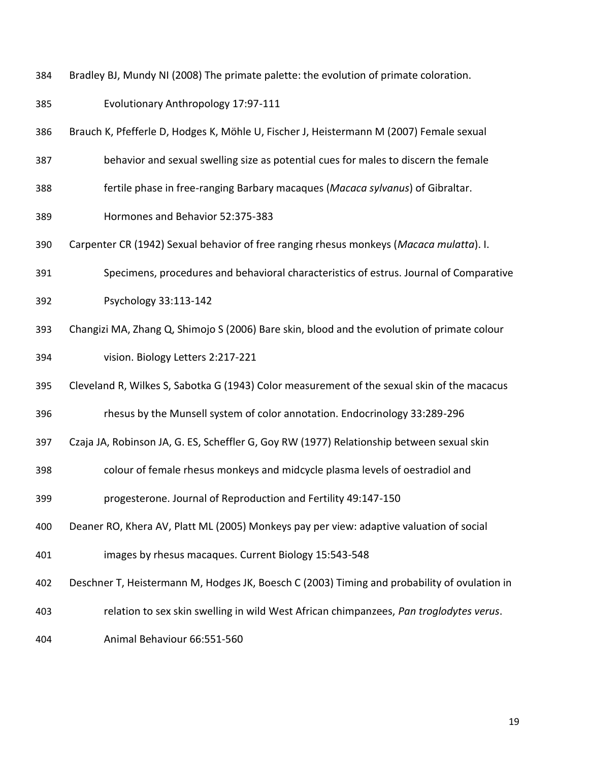Bradley BJ, Mundy NI (2008) The primate palette: the evolution of primate coloration. Evolutionary Anthropology 17:97-111

Brauch K, Pfefferle D, Hodges K, Möhle U, Fischer J, Heistermann M (2007) Female sexual behavior and sexual swelling size as potential cues for males to discern the female fertile phase in free-ranging Barbary macaques (*Macaca sylvanus*) of Gibraltar. Hormones and Behavior 52:375-383

Carpenter CR (1942) Sexual behavior of free ranging rhesus monkeys (*Macaca mulatta*). I. Specimens, procedures and behavioral characteristics of estrus. Journal of Comparative Psychology 33:113-142

Changizi MA, Zhang Q, Shimojo S (2006) Bare skin, blood and the evolution of primate colour vision. Biology Letters 2:217-221

Cleveland R, Wilkes S, Sabotka G (1943) Color measurement of the sexual skin of the macacus rhesus by the Munsell system of color annotation. Endocrinology 33:289-296

Czaja JA, Robinson JA, G. ES, Scheffler G, Goy RW (1977) Relationship between sexual skin colour of female rhesus monkeys and midcycle plasma levels of oestradiol and progesterone. Journal of Reproduction and Fertility 49:147-150

Deaner RO, Khera AV, Platt ML (2005) Monkeys pay per view: adaptive valuation of social images by rhesus macaques. Current Biology 15:543-548

Deschner T, Heistermann M, Hodges JK, Boesch C (2003) Timing and probability of ovulation in relation to sex skin swelling in wild West African chimpanzees, *Pan troglodytes verus*. Animal Behaviour 66:551-560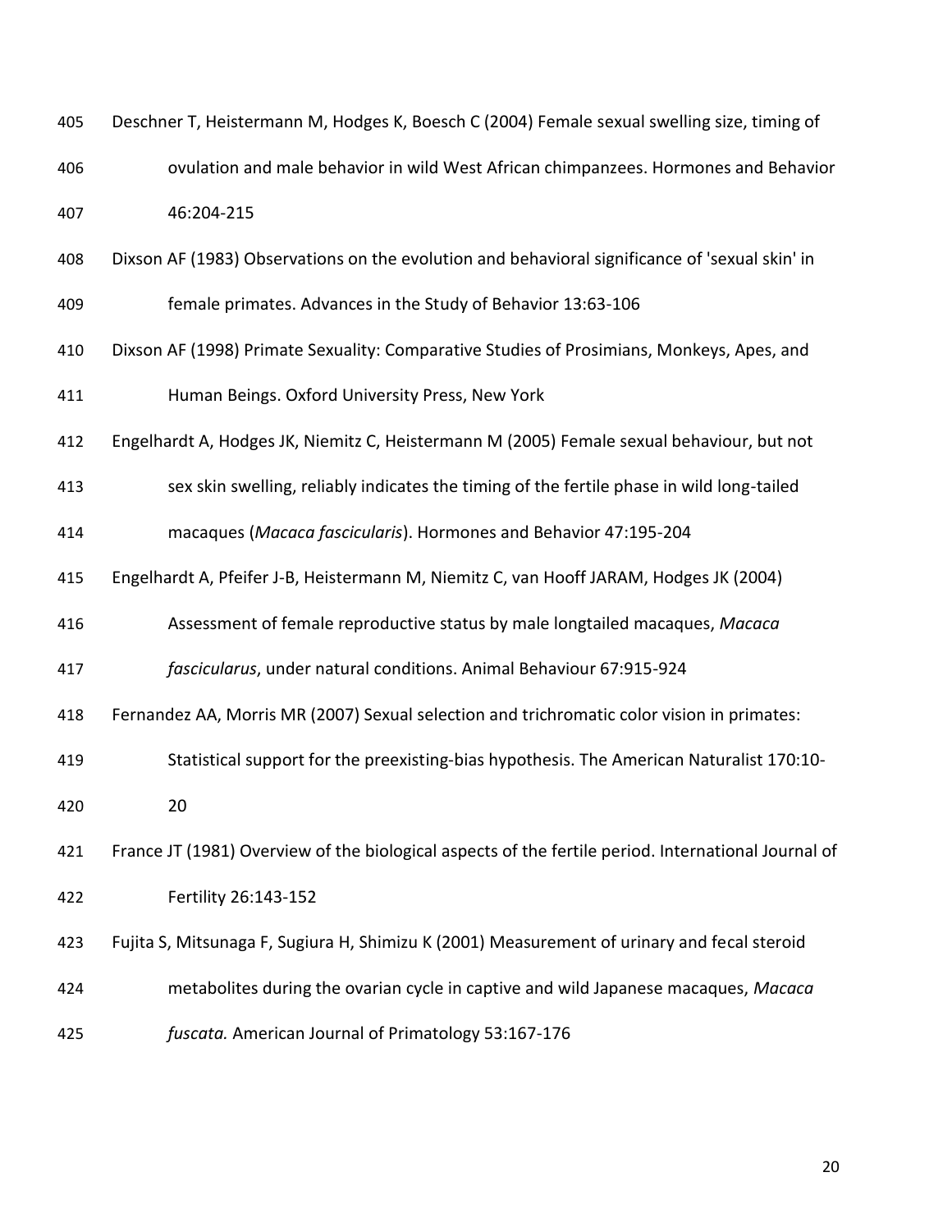Deschner T, Heistermann M, Hodges K, Boesch C (2004) Female sexual swelling size, timing of ovulation and male behavior in wild West African chimpanzees. Hormones and Behavior 46:204-215

Dixson AF (1983) Observations on the evolution and behavioral significance of 'sexual skin' in female primates. Advances in the Study of Behavior 13:63-106

Dixson AF (1998) Primate Sexuality: Comparative Studies of Prosimians, Monkeys, Apes, and Human Beings. Oxford University Press, New York

Engelhardt A, Hodges JK, Niemitz C, Heistermann M (2005) Female sexual behaviour, but not sex skin swelling, reliably indicates the timing of the fertile phase in wild long-tailed macaques (*Macaca fascicularis*). Hormones and Behavior 47:195-204

Engelhardt A, Pfeifer J-B, Heistermann M, Niemitz C, van Hooff JARAM, Hodges JK (2004) Assessment of female reproductive status by male longtailed macaques, *Macaca fascicularus*, under natural conditions. Animal Behaviour 67:915-924

Fernandez AA, Morris MR (2007) Sexual selection and trichromatic color vision in primates: Statistical support for the preexisting-bias hypothesis. The American Naturalist 170:10-20

France JT (1981) Overview of the biological aspects of the fertile period. International Journal of Fertility 26:143-152

Fujita S, Mitsunaga F, Sugiura H, Shimizu K (2001) Measurement of urinary and fecal steroid metabolites during the ovarian cycle in captive and wild Japanese macaques, *Macaca fuscata.* American Journal of Primatology 53:167-176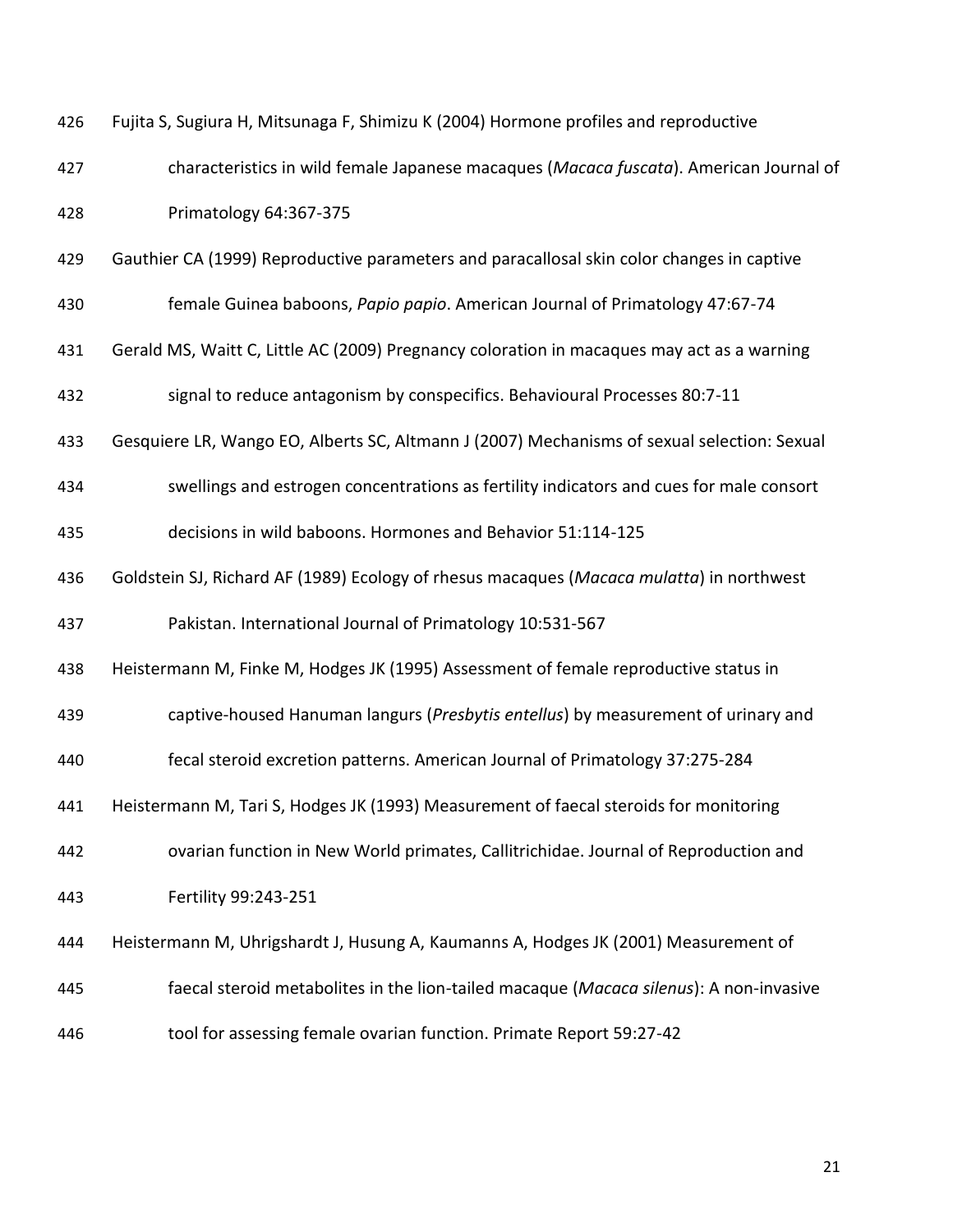Fujita S, Sugiura H, Mitsunaga F, Shimizu K (2004) Hormone profiles and reproductive characteristics in wild female Japanese macaques (*Macaca fuscata*). American Journal of Primatology 64:367-375

Gauthier CA (1999) Reproductive parameters and paracallosal skin color changes in captive female Guinea baboons, *Papio papio*. American Journal of Primatology 47:67-74

Gerald MS, Waitt C, Little AC (2009) Pregnancy coloration in macaques may act as a warning signal to reduce antagonism by conspecifics. Behavioural Processes 80:7-11

Gesquiere LR, Wango EO, Alberts SC, Altmann J (2007) Mechanisms of sexual selection: Sexual swellings and estrogen concentrations as fertility indicators and cues for male consort decisions in wild baboons. Hormones and Behavior 51:114-125

Goldstein SJ, Richard AF (1989) Ecology of rhesus macaques (*Macaca mulatta*) in northwest Pakistan. International Journal of Primatology 10:531-567

Heistermann M, Finke M, Hodges JK (1995) Assessment of female reproductive status in captive-housed Hanuman langurs (*Presbytis entellus*) by measurement of urinary and fecal steroid excretion patterns. American Journal of Primatology 37:275-284

Heistermann M, Tari S, Hodges JK (1993) Measurement of faecal steroids for monitoring ovarian function in New World primates, Callitrichidae. Journal of Reproduction and Fertility 99:243-251

Heistermann M, Uhrigshardt J, Husung A, Kaumanns A, Hodges JK (2001) Measurement of faecal steroid metabolites in the lion-tailed macaque (*Macaca silenus*): A non-invasive tool for assessing female ovarian function. Primate Report 59:27-42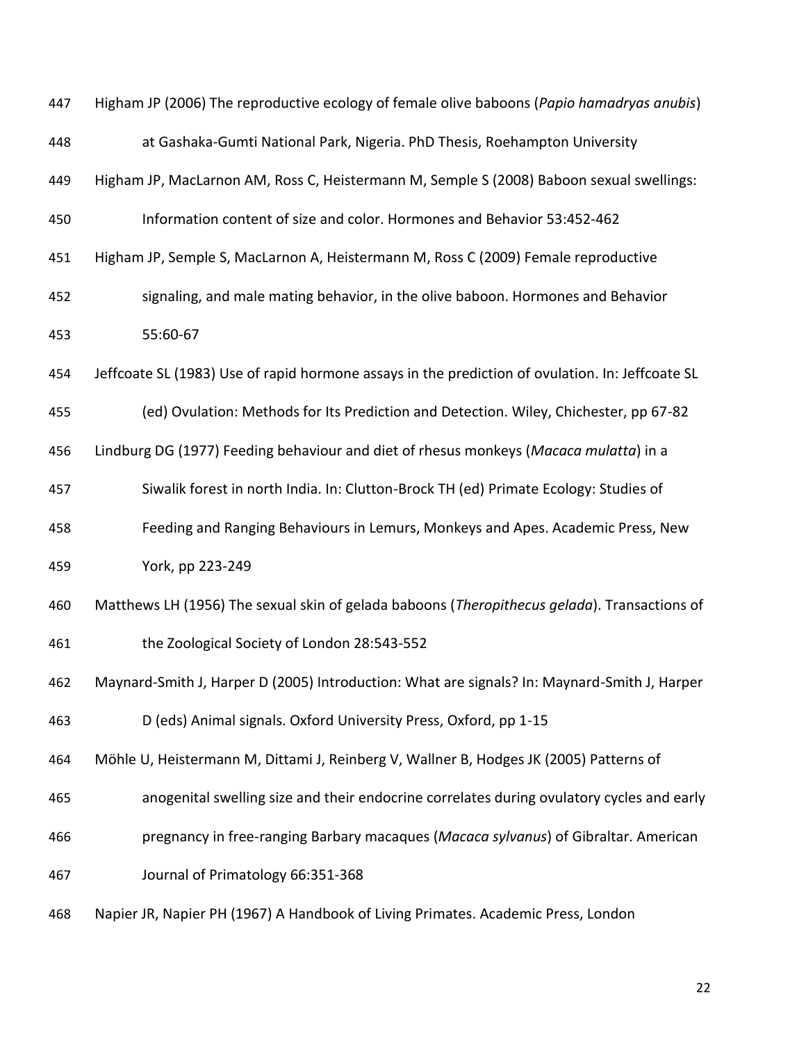Higham JP (2006) The reproductive ecology of female olive baboons (*Papio hamadryas anubis*) at Gashaka-Gumti National Park, Nigeria. PhD Thesis, Roehampton University

Higham JP, MacLarnon AM, Ross C, Heistermann M, Semple S (2008) Baboon sexual swellings: Information content of size and color. Hormones and Behavior 53:452-462

Higham JP, Semple S, MacLarnon A, Heistermann M, Ross C (2009) Female reproductive signaling, and male mating behavior, in the olive baboon. Hormones and Behavior 55:60-67

Jeffcoate SL (1983) Use of rapid hormone assays in the prediction of ovulation. In: Jeffcoate SL (ed) Ovulation: Methods for Its Prediction and Detection. Wiley, Chichester, pp 67-82

Lindburg DG (1977) Feeding behaviour and diet of rhesus monkeys (*Macaca mulatta*) in a Siwalik forest in north India. In: Clutton-Brock TH (ed) Primate Ecology: Studies of Feeding and Ranging Behaviours in Lemurs, Monkeys and Apes. Academic Press, New York, pp 223-249

Matthews LH (1956) The sexual skin of gelada baboons (*Theropithecus gelada*). Transactions of the Zoological Society of London 28:543-552

Maynard-Smith J, Harper D (2005) Introduction: What are signals? In: Maynard-Smith J, Harper D (eds) Animal signals. Oxford University Press, Oxford, pp 1-15

Möhle U, Heistermann M, Dittami J, Reinberg V, Wallner B, Hodges JK (2005) Patterns of anogenital swelling size and their endocrine correlates during ovulatory cycles and early pregnancy in free-ranging Barbary macaques (*Macaca sylvanus*) of Gibraltar. American Journal of Primatology 66:351-368

Napier JR, Napier PH (1967) A Handbook of Living Primates. Academic Press, London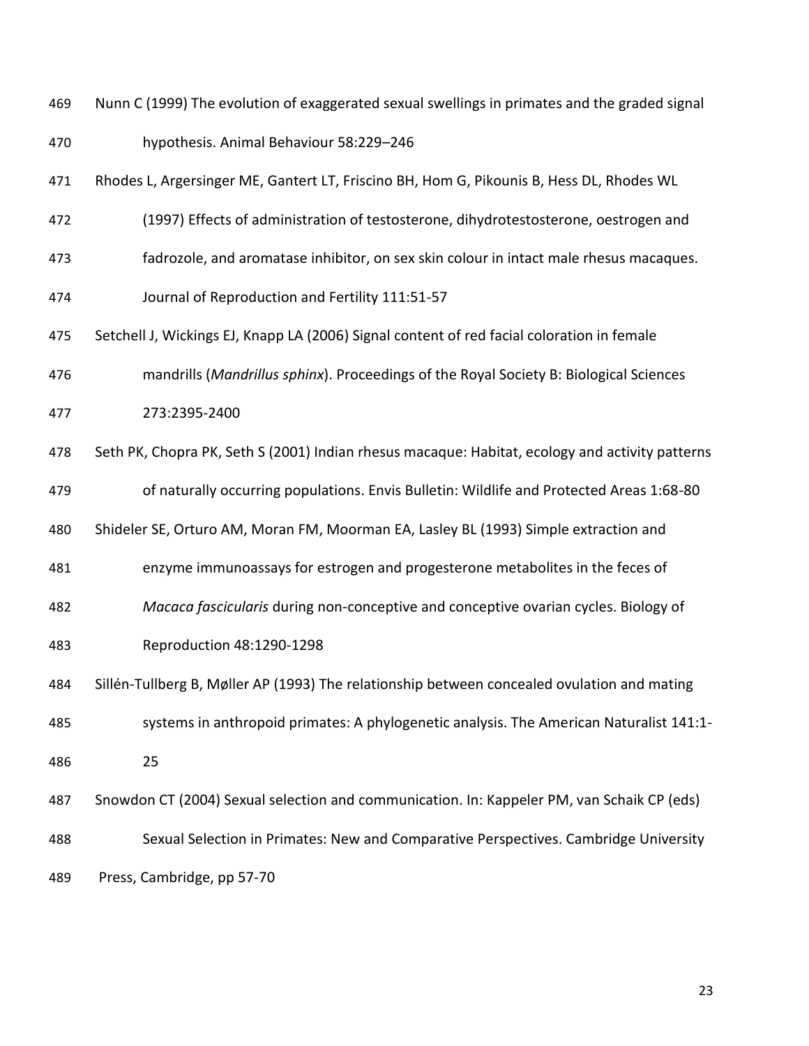Nunn C (1999) The evolution of exaggerated sexual swellings in primates and the graded signal hypothesis. Animal Behaviour 58:229–246

Rhodes L, Argersinger ME, Gantert LT, Friscino BH, Hom G, Pikounis B, Hess DL, Rhodes WL (1997) Effects of administration of testosterone, dihydrotestosterone, oestrogen and fadrozole, and aromatase inhibitor, on sex skin colour in intact male rhesus macaques. Journal of Reproduction and Fertility 111:51-57

Setchell J, Wickings EJ, Knapp LA (2006) Signal content of red facial coloration in female mandrills (*Mandrillus sphinx*). Proceedings of the Royal Society B: Biological Sciences 273:2395-2400

Seth PK, Chopra PK, Seth S (2001) Indian rhesus macaque: Habitat, ecology and activity patterns of naturally occurring populations. Envis Bulletin: Wildlife and Protected Areas 1:68-80

Shideler SE, Orturo AM, Moran FM, Moorman EA, Lasley BL (1993) Simple extraction and enzyme immunoassays for estrogen and progesterone metabolites in the feces of *Macaca fascicularis* during non-conceptive and conceptive ovarian cycles. Biology of Reproduction 48:1290-1298

Sillén-Tullberg B, Møller AP (1993) The relationship between concealed ovulation and mating systems in anthropoid primates: A phylogenetic analysis. The American Naturalist 141:1-25

Snowdon CT (2004) Sexual selection and communication. In: Kappeler PM, van Schaik CP (eds) Sexual Selection in Primates: New and Comparative Perspectives. Cambridge University Press, Cambridge, pp 57-70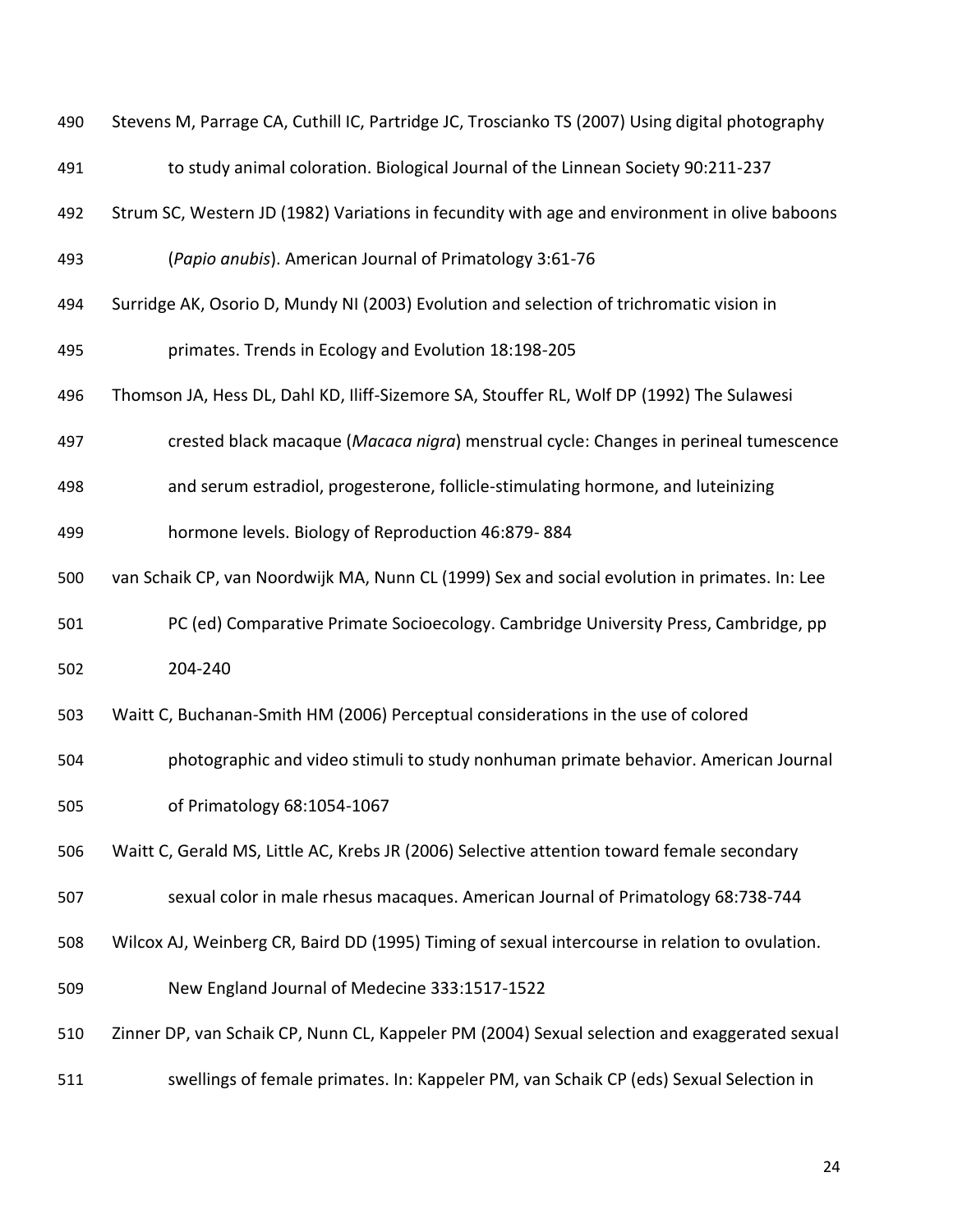Stevens M, Parrage CA, Cuthill IC, Partridge JC, Troscianko TS (2007) Using digital photography to study animal coloration. Biological Journal of the Linnean Society 90:211-237

Strum SC, Western JD (1982) Variations in fecundity with age and environment in olive baboons (*Papio anubis*). American Journal of Primatology 3:61-76

Surridge AK, Osorio D, Mundy NI (2003) Evolution and selection of trichromatic vision in primates. Trends in Ecology and Evolution 18:198-205

Thomson JA, Hess DL, Dahl KD, Iliff-Sizemore SA, Stouffer RL, Wolf DP (1992) The Sulawesi crested black macaque (*Macaca nigra*) menstrual cycle: Changes in perineal tumescence and serum estradiol, progesterone, follicle-stimulating hormone, and luteinizing hormone levels. Biology of Reproduction 46:879- 884

van Schaik CP, van Noordwijk MA, Nunn CL (1999) Sex and social evolution in primates. In: Lee PC (ed) Comparative Primate Socioecology. Cambridge University Press, Cambridge, pp 204-240

Waitt C, Buchanan-Smith HM (2006) Perceptual considerations in the use of colored photographic and video stimuli to study nonhuman primate behavior. American Journal of Primatology 68:1054-1067

Waitt C, Gerald MS, Little AC, Krebs JR (2006) Selective attention toward female secondary sexual color in male rhesus macaques. American Journal of Primatology 68:738-744

Wilcox AJ, Weinberg CR, Baird DD (1995) Timing of sexual intercourse in relation to ovulation. New England Journal of Medecine 333:1517-1522

Zinner DP, van Schaik CP, Nunn CL, Kappeler PM (2004) Sexual selection and exaggerated sexual swellings of female primates. In: Kappeler PM, van Schaik CP (eds) Sexual Selection in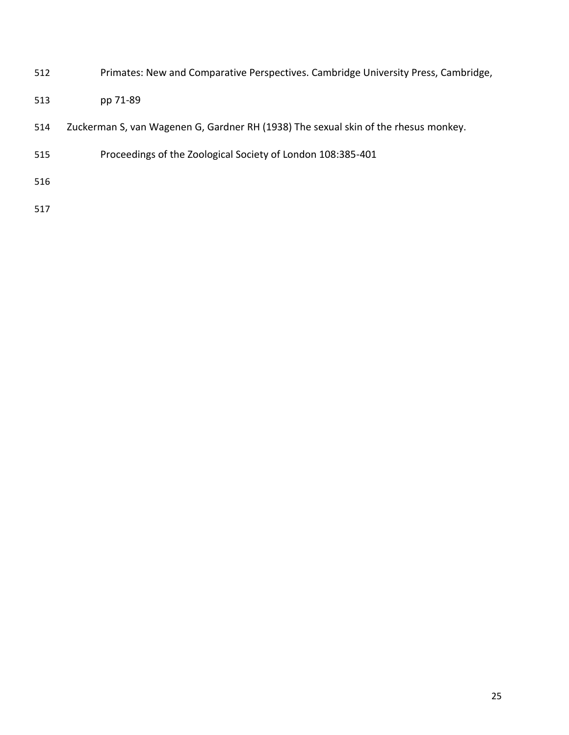Primates: New and Comparative Perspectives. Cambridge University Press, Cambridge, pp 71-89

Zuckerman S, van Wagenen G, Gardner RH (1938) The sexual skin of the rhesus monkey. Proceedings of the Zoological Society of London 108:385-401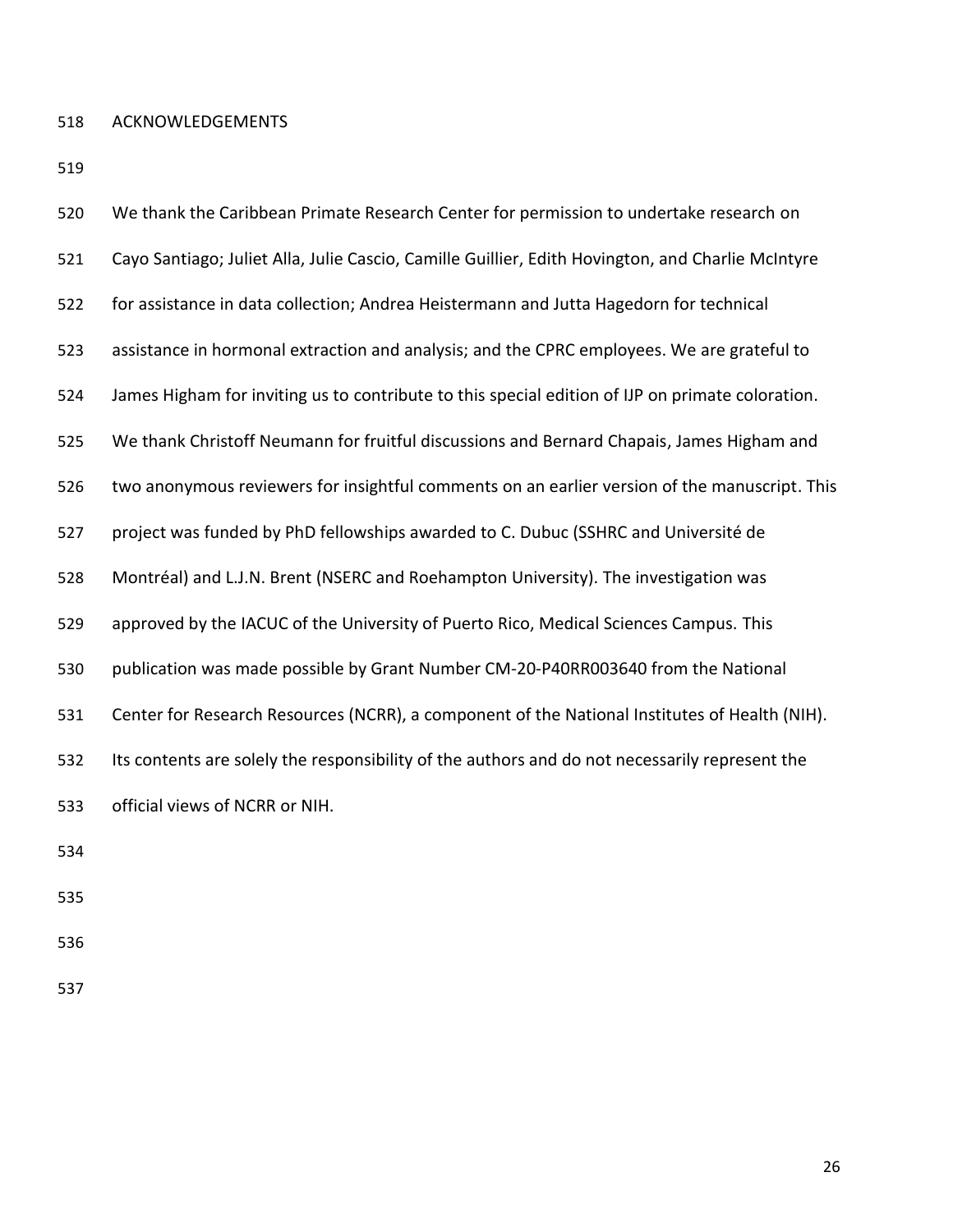## ACKNOWLEDGEMENTS

We thank the Caribbean Primate Research Center for permission to undertake research on Cayo Santiago; Juliet Alla, Julie Cascio, Camille Guillier, Edith Hovington, and Charlie McIntyre for assistance in data collection; Andrea Heistermann and Jutta Hagedorn for technical assistance in hormonal extraction and analysis; and the CPRC employees. We are grateful to James Higham for inviting us to contribute to this special edition of IJP on primate coloration. We thank Christoff Neumann for fruitful discussions and Bernard Chapais, James Higham and two anonymous reviewers for insightful comments on an earlier version of the manuscript. This project was funded by PhD fellowships awarded to C. Dubuc (SSHRC and Université de Montréal) and L.J.N. Brent (NSERC and Roehampton University). The investigation was approved by the IACUC of the University of Puerto Rico, Medical Sciences Campus. This publication was made possible by Grant Number CM-20-P40RR003640 from the National Center for Research Resources (NCRR), a component of the National Institutes of Health (NIH). Its contents are solely the responsibility of the authors and do not necessarily represent the official views of NCRR or NIH.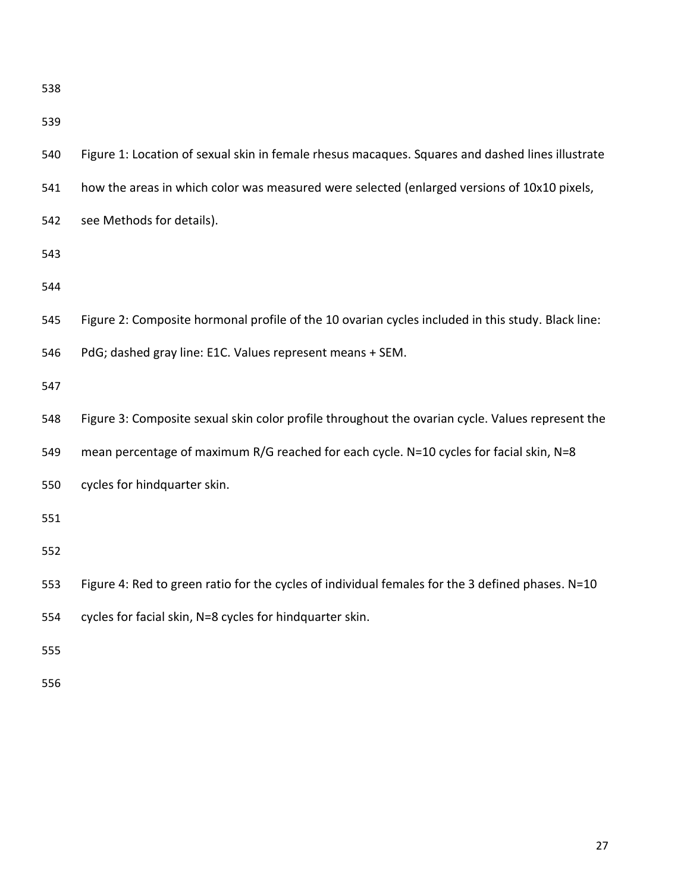Figure 1: Location of sexual skin in female rhesus macaques. Squares and dashed lines illustrate how the areas in which color was measured were selected (enlarged versions of 10x10 pixels, see Methods for details).

Figure 2: Composite hormonal profile of the 10 ovarian cycles included in this study. Black line: PdG; dashed gray line: E1C. Values represent means + SEM.

Figure 3: Composite sexual skin color profile throughout the ovarian cycle. Values represent the mean percentage of maximum R/G reached for each cycle. N=10 cycles for facial skin, N=8 cycles for hindquarter skin.

Figure 4: Red to green ratio for the cycles of individual females for the 3 defined phases. N=10 cycles for facial skin, N=8 cycles for hindquarter skin.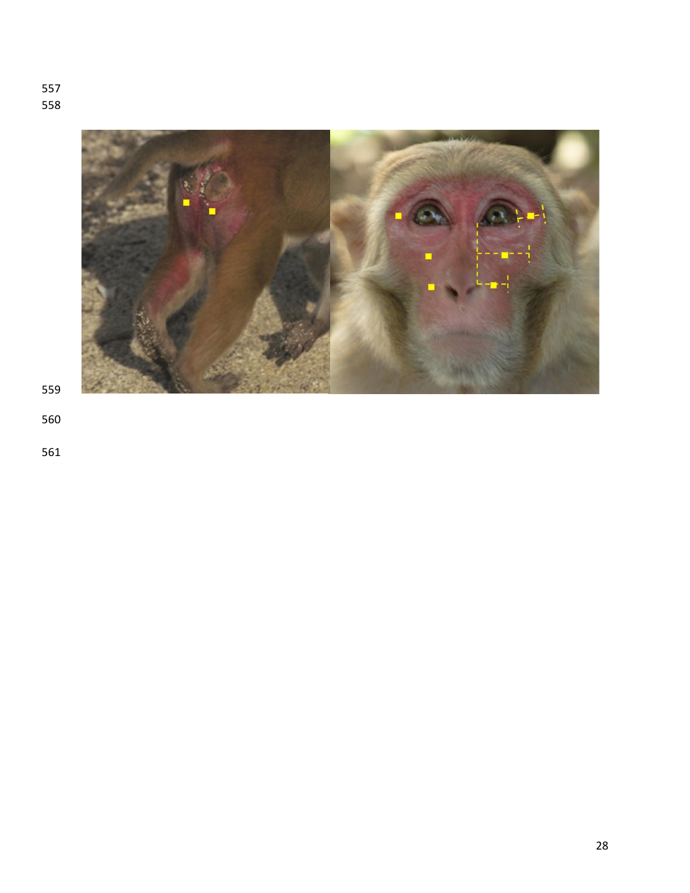557
558

559

560

561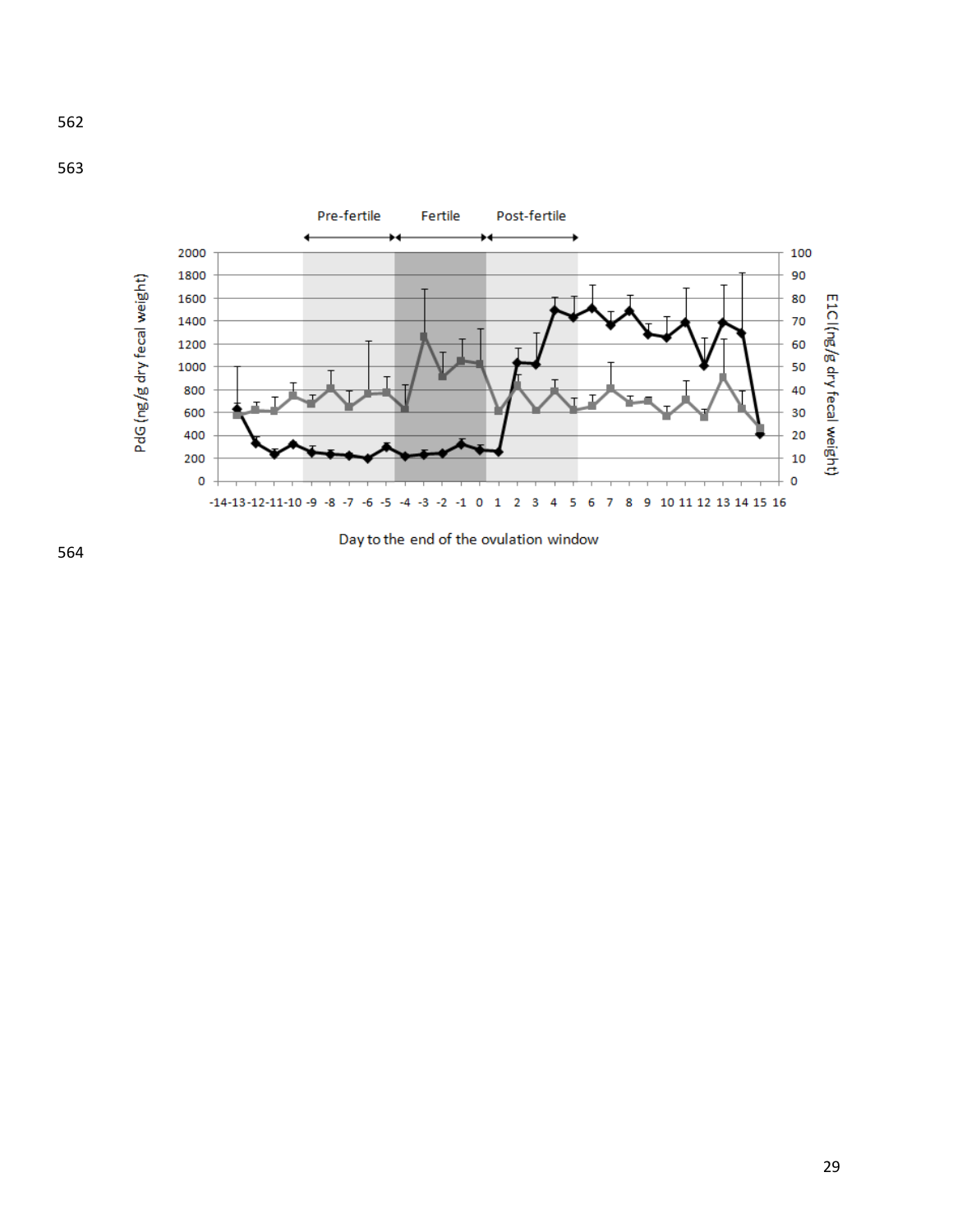Pre-fertile Fertile Post-fertile

PdG (ng/g dry fecal weight)

E1C (ng/g dry fecal weight)

Day to the end of the ovulation window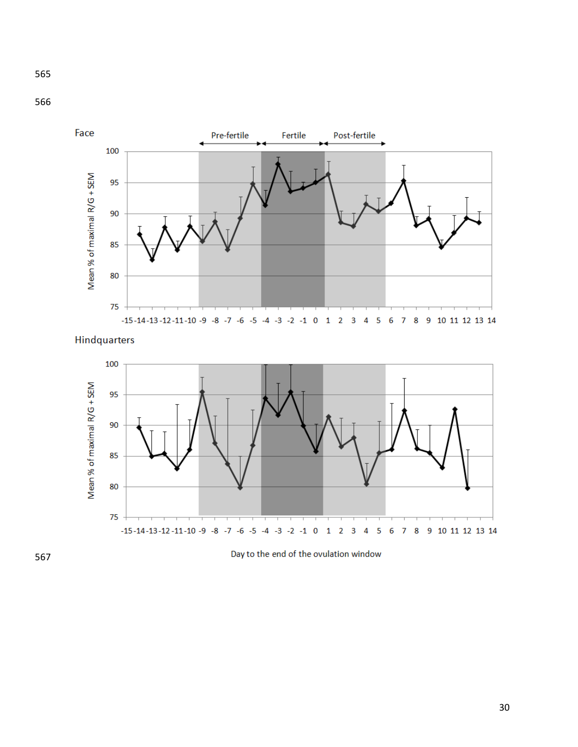565

566

Face

Pre-fertile Fertile Post-fertile

Mean % of maximal R/G + SEM

Hindquarters

Mean % of maximal R/G + SEM

567

Day to the end of the ovulation window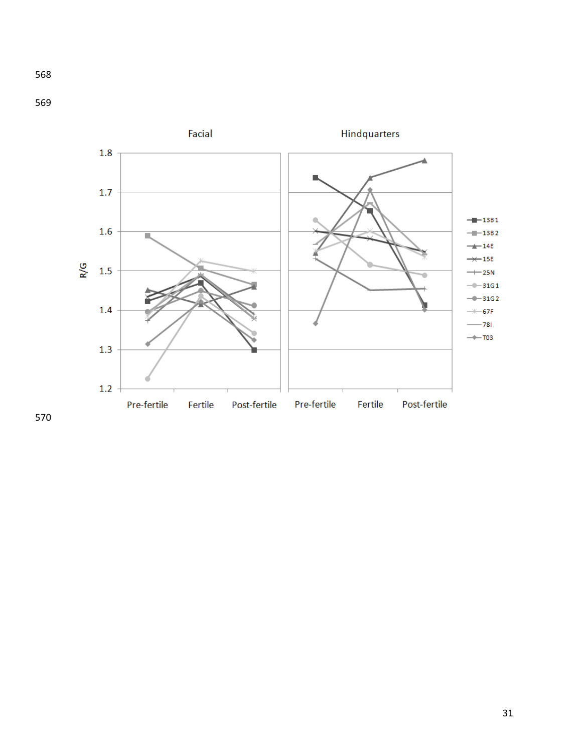Facial

Hindquarters

R/G

1.8
1.7
1.6
1.5
1.4
1.3
1.2

Pre-fertile Fertile Post-fertile

Pre-fertile Fertile Post-fertile

- 13B1
- 13B2
- 14E
- 15E
- 25N
- 31G1
- 31G2
- 67F
- 78I
- T03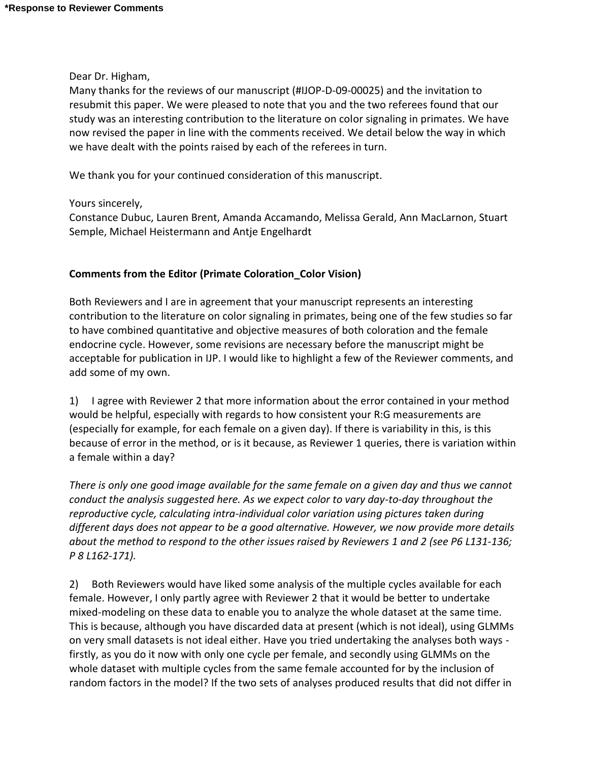**\*Response to Reviewer Comments**

Dear Dr. Higham,

Many thanks for the reviews of our manuscript (#IJOP-D-09-00025) and the invitation to resubmit this paper. We were pleased to note that you and the two referees found that our study was an interesting contribution to the literature on color signaling in primates. We have now revised the paper in line with the comments received. We detail below the way in which we have dealt with the points raised by each of the referees in turn.

We thank you for your continued consideration of this manuscript.

Yours sincerely,

Constance Dubuc, Lauren Brent, Amanda Accamando, Melissa Gerald, Ann MacLarnon, Stuart Semple, Michael Heistermann and Antje Engelhardt

**Comments from the Editor (Primate Coloration_Color Vision)**

Both Reviewers and I are in agreement that your manuscript represents an interesting contribution to the literature on color signaling in primates, being one of the few studies so far to have combined quantitative and objective measures of both coloration and the female endocrine cycle. However, some revisions are necessary before the manuscript might be acceptable for publication in IJP. I would like to highlight a few of the Reviewer comments, and add some of my own.

1) I agree with Reviewer 2 that more information about the error contained in your method would be helpful, especially with regards to how consistent your R:G measurements are (especially for example, for each female on a given day). If there is variability in this, is this because of error in the method, or is it because, as Reviewer 1 queries, there is variation within a female within a day?

*There is only one good image available for the same female on a given day and thus we cannot conduct the analysis suggested here. As we expect color to vary day-to-day throughout the reproductive cycle, calculating intra-individual color variation using pictures taken during different days does not appear to be a good alternative. However, we now provide more details about the method to respond to the other issues raised by Reviewers 1 and 2 (see P6 L131-136; P 8 L162-171).*

2) Both Reviewers would have liked some analysis of the multiple cycles available for each female. However, I only partly agree with Reviewer 2 that it would be better to undertake mixed-modeling on these data to enable you to analyze the whole dataset at the same time. This is because, although you have discarded data at present (which is not ideal), using GLMMs on very small datasets is not ideal either. Have you tried undertaking the analyses both ways - firstly, as you do it now with only one cycle per female, and secondly using GLMMs on the whole dataset with multiple cycles from the same female accounted for by the inclusion of random factors in the model? If the two sets of analyses produced results that did not differ in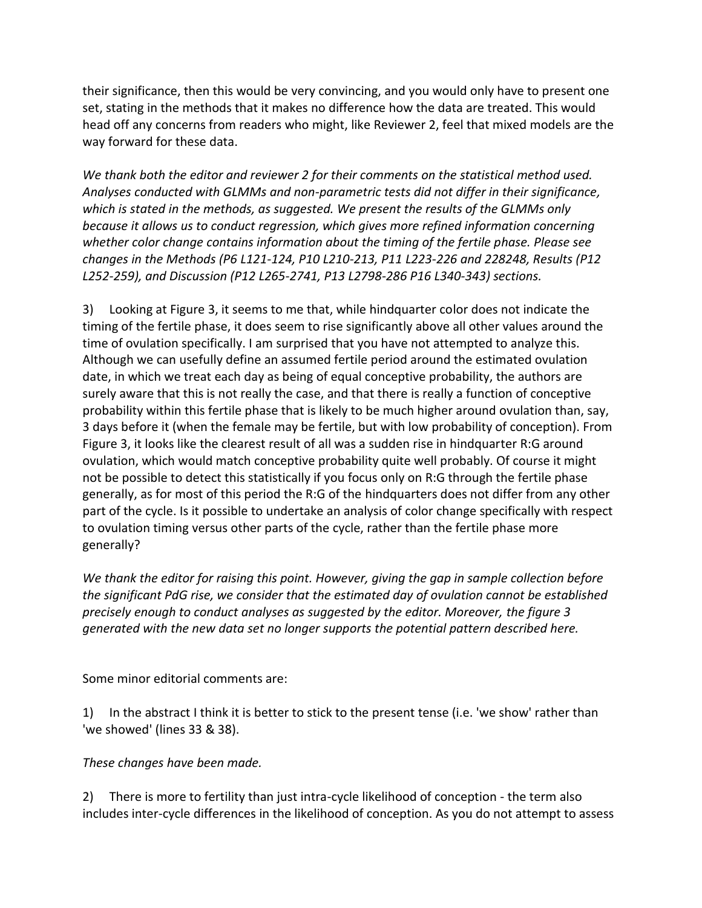their significance, then this would be very convincing, and you would only have to present one set, stating in the methods that it makes no difference how the data are treated. This would head off any concerns from readers who might, like Reviewer 2, feel that mixed models are the way forward for these data.

*We thank both the editor and reviewer 2 for their comments on the statistical method used. Analyses conducted with GLMMs and non-parametric tests did not differ in their significance, which is stated in the methods, as suggested. We present the results of the GLMMs only because it allows us to conduct regression, which gives more refined information concerning whether color change contains information about the timing of the fertile phase. Please see changes in the Methods (P6 L121-124, P10 L210-213, P11 L223-226 and 228248, Results (P12 L252-259), and Discussion (P12 L265-2741, P13 L2798-286 P16 L340-343) sections.*

3) Looking at Figure 3, it seems to me that, while hindquarter color does not indicate the timing of the fertile phase, it does seem to rise significantly above all other values around the time of ovulation specifically. I am surprised that you have not attempted to analyze this. Although we can usefully define an assumed fertile period around the estimated ovulation date, in which we treat each day as being of equal conceptive probability, the authors are surely aware that this is not really the case, and that there is really a function of conceptive probability within this fertile phase that is likely to be much higher around ovulation than, say, 3 days before it (when the female may be fertile, but with low probability of conception). From Figure 3, it looks like the clearest result of all was a sudden rise in hindquarter R:G around ovulation, which would match conceptive probability quite well probably. Of course it might not be possible to detect this statistically if you focus only on R:G through the fertile phase generally, as for most of this period the R:G of the hindquarters does not differ from any other part of the cycle. Is it possible to undertake an analysis of color change specifically with respect to ovulation timing versus other parts of the cycle, rather than the fertile phase more generally?

*We thank the editor for raising this point. However, giving the gap in sample collection before the significant PdG rise, we consider that the estimated day of ovulation cannot be established precisely enough to conduct analyses as suggested by the editor. Moreover, the figure 3 generated with the new data set no longer supports the potential pattern described here.*

Some minor editorial comments are:

1) In the abstract I think it is better to stick to the present tense (i.e. 'we show' rather than 'we showed' (lines 33 & 38).

*These changes have been made.*

2) There is more to fertility than just intra-cycle likelihood of conception - the term also includes inter-cycle differences in the likelihood of conception. As you do not attempt to assess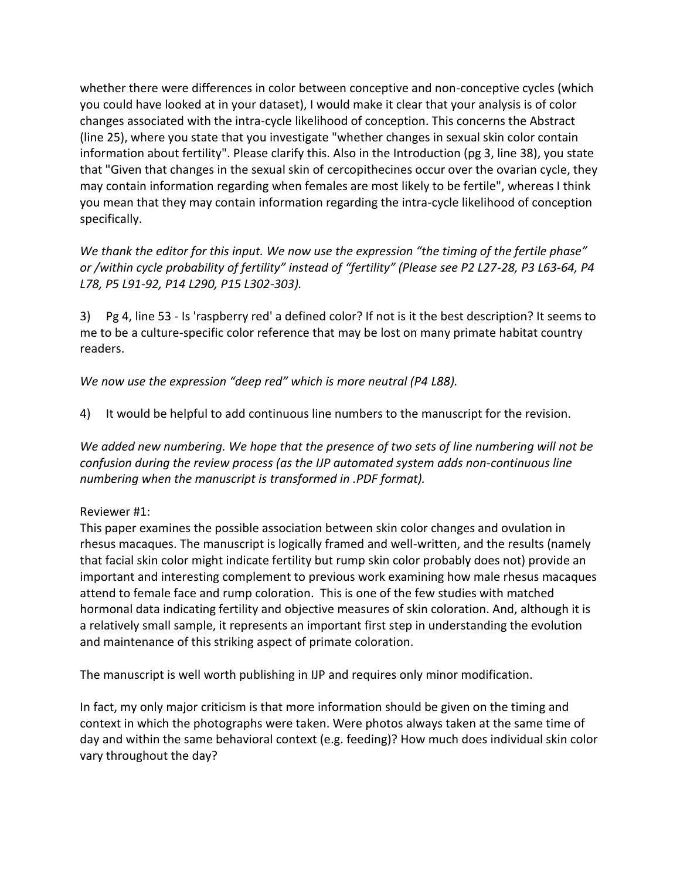whether there were differences in color between conceptive and non-conceptive cycles (which you could have looked at in your dataset), I would make it clear that your analysis is of color changes associated with the intra-cycle likelihood of conception. This concerns the Abstract (line 25), where you state that you investigate "whether changes in sexual skin color contain information about fertility". Please clarify this. Also in the Introduction (pg 3, line 38), you state that "Given that changes in the sexual skin of cercopithecines occur over the ovarian cycle, they may contain information regarding when females are most likely to be fertile", whereas I think you mean that they may contain information regarding the intra-cycle likelihood of conception specifically.

*We thank the editor for this input. We now use the expression "the timing of the fertile phase" or /within cycle probability of fertility" instead of "fertility" (Please see P2 L27-28, P3 L63-64, P4 L78, P5 L91-92, P14 L290, P15 L302-303).*

3) Pg 4, line 53 - Is 'raspberry red' a defined color? If not is it the best description? It seems to me to be a culture-specific color reference that may be lost on many primate habitat country readers.

*We now use the expression "deep red" which is more neutral (P4 L88).*

4) It would be helpful to add continuous line numbers to the manuscript for the revision.

*We added new numbering. We hope that the presence of two sets of line numbering will not be confusion during the review process (as the IJP automated system adds non-continuous line numbering when the manuscript is transformed in .PDF format).*

Reviewer #1:

This paper examines the possible association between skin color changes and ovulation in rhesus macaques. The manuscript is logically framed and well-written, and the results (namely that facial skin color might indicate fertility but rump skin color probably does not) provide an important and interesting complement to previous work examining how male rhesus macaques attend to female face and rump coloration. This is one of the few studies with matched hormonal data indicating fertility and objective measures of skin coloration. And, although it is a relatively small sample, it represents an important first step in understanding the evolution and maintenance of this striking aspect of primate coloration.

The manuscript is well worth publishing in IJP and requires only minor modification.

In fact, my only major criticism is that more information should be given on the timing and context in which the photographs were taken. Were photos always taken at the same time of day and within the same behavioral context (e.g. feeding)? How much does individual skin color vary throughout the day?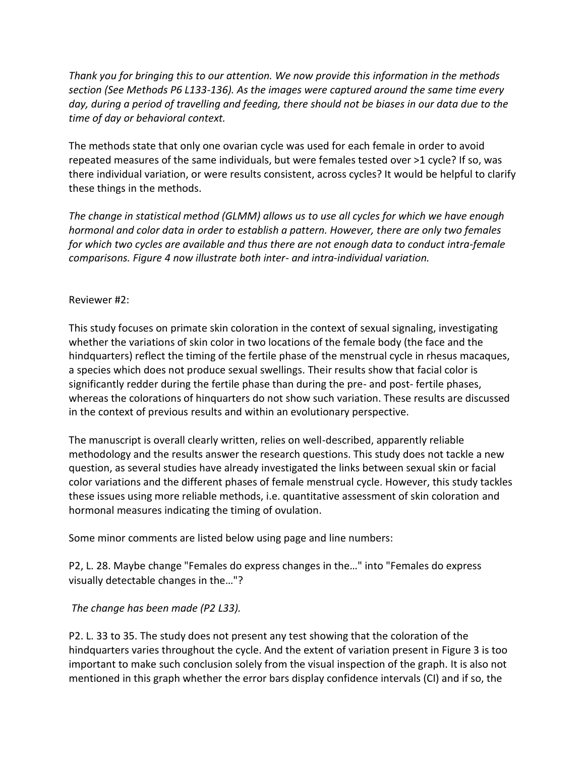*Thank you for bringing this to our attention. We now provide this information in the methods section (See Methods P6 L133-136). As the images were captured around the same time every day, during a period of travelling and feeding, there should not be biases in our data due to the time of day or behavioral context.*

The methods state that only one ovarian cycle was used for each female in order to avoid repeated measures of the same individuals, but were females tested over >1 cycle? If so, was there individual variation, or were results consistent, across cycles? It would be helpful to clarify these things in the methods.

*The change in statistical method (GLMM) allows us to use all cycles for which we have enough hormonal and color data in order to establish a pattern. However, there are only two females for which two cycles are available and thus there are not enough data to conduct intra-female comparisons. Figure 4 now illustrate both inter- and intra-individual variation.*

Reviewer #2:

This study focuses on primate skin coloration in the context of sexual signaling, investigating whether the variations of skin color in two locations of the female body (the face and the hindquarters) reflect the timing of the fertile phase of the menstrual cycle in rhesus macaques, a species which does not produce sexual swellings. Their results show that facial color is significantly redder during the fertile phase than during the pre- and post- fertile phases, whereas the colorations of hinquarters do not show such variation. These results are discussed in the context of previous results and within an evolutionary perspective.

The manuscript is overall clearly written, relies on well-described, apparently reliable methodology and the results answer the research questions. This study does not tackle a new question, as several studies have already investigated the links between sexual skin or facial color variations and the different phases of female menstrual cycle. However, this study tackles these issues using more reliable methods, i.e. quantitative assessment of skin coloration and hormonal measures indicating the timing of ovulation.

Some minor comments are listed below using page and line numbers:

P2, L. 28. Maybe change "Females do express changes in the…" into "Females do express visually detectable changes in the…"?

*The change has been made (P2 L33).*

P2. L. 33 to 35. The study does not present any test showing that the coloration of the hindquarters varies throughout the cycle. And the extent of variation present in Figure 3 is too important to make such conclusion solely from the visual inspection of the graph. It is also not mentioned in this graph whether the error bars display confidence intervals (CI) and if so, the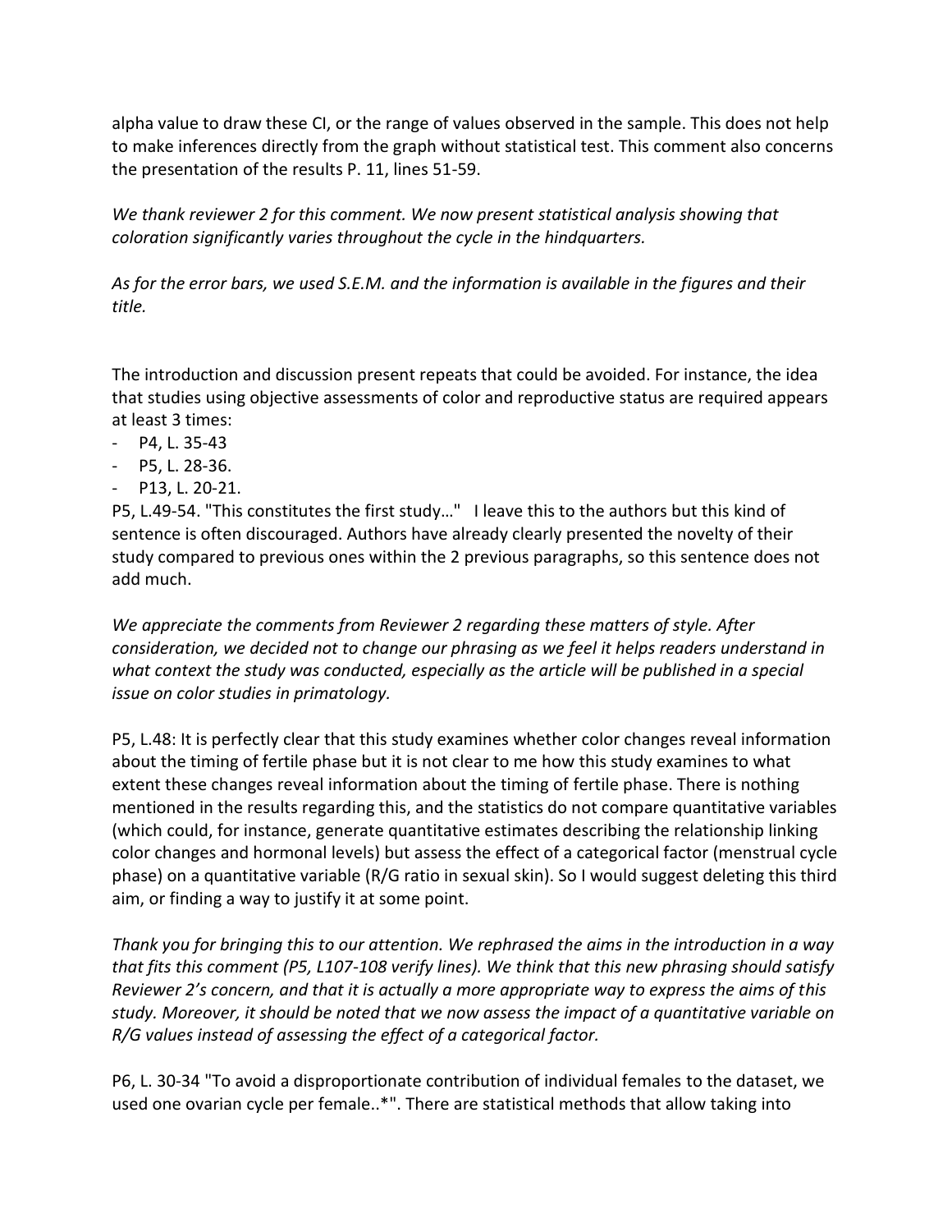alpha value to draw these CI, or the range of values observed in the sample. This does not help to make inferences directly from the graph without statistical test. This comment also concerns the presentation of the results P. 11, lines 51-59.

*We thank reviewer 2 for this comment. We now present statistical analysis showing that coloration significantly varies throughout the cycle in the hindquarters.*

*As for the error bars, we used S.E.M. and the information is available in the figures and their title.*

The introduction and discussion present repeats that could be avoided. For instance, the idea that studies using objective assessments of color and reproductive status are required appears at least 3 times:

- P4, L. 35-43
- P5, L. 28-36.
- P13, L. 20-21.

P5, L.49-54. "This constitutes the first study…"  I leave this to the authors but this kind of sentence is often discouraged. Authors have already clearly presented the novelty of their study compared to previous ones within the 2 previous paragraphs, so this sentence does not add much.

*We appreciate the comments from Reviewer 2 regarding these matters of style. After consideration, we decided not to change our phrasing as we feel it helps readers understand in what context the study was conducted, especially as the article will be published in a special issue on color studies in primatology.*

P5, L.48: It is perfectly clear that this study examines whether color changes reveal information about the timing of fertile phase but it is not clear to me how this study examines to what extent these changes reveal information about the timing of fertile phase. There is nothing mentioned in the results regarding this, and the statistics do not compare quantitative variables (which could, for instance, generate quantitative estimates describing the relationship linking color changes and hormonal levels) but assess the effect of a categorical factor (menstrual cycle phase) on a quantitative variable (R/G ratio in sexual skin). So I would suggest deleting this third aim, or finding a way to justify it at some point.

*Thank you for bringing this to our attention. We rephrased the aims in the introduction in a way that fits this comment (P5, L107-108 verify lines). We think that this new phrasing should satisfy Reviewer 2's concern, and that it is actually a more appropriate way to express the aims of this study. Moreover, it should be noted that we now assess the impact of a quantitative variable on R/G values instead of assessing the effect of a categorical factor.*

P6, L. 30-34 "To avoid a disproportionate contribution of individual females to the dataset, we used one ovarian cycle per female..*". There are statistical methods that allow taking into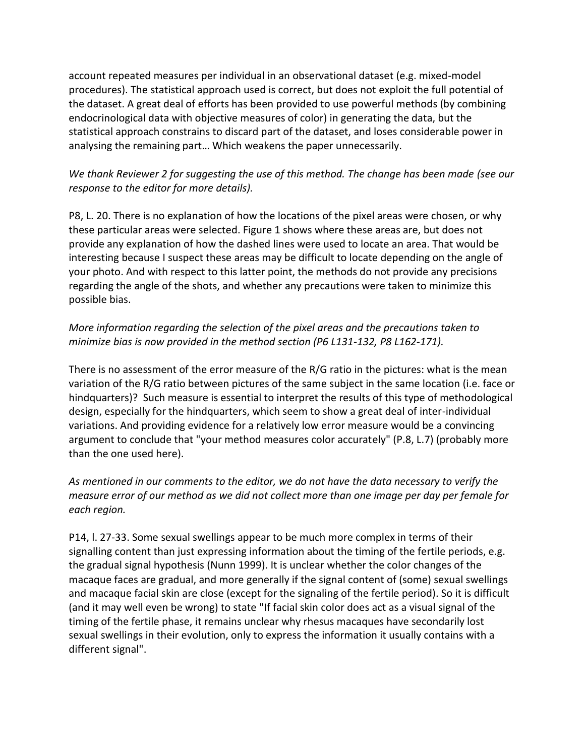account repeated measures per individual in an observational dataset (e.g. mixed-model procedures). The statistical approach used is correct, but does not exploit the full potential of the dataset. A great deal of efforts has been provided to use powerful methods (by combining endocrinological data with objective measures of color) in generating the data, but the statistical approach constrains to discard part of the dataset, and loses considerable power in analysing the remaining part… Which weakens the paper unnecessarily.

*We thank Reviewer 2 for suggesting the use of this method. The change has been made (see our response to the editor for more details).*

P8, L. 20. There is no explanation of how the locations of the pixel areas were chosen, or why these particular areas were selected. Figure 1 shows where these areas are, but does not provide any explanation of how the dashed lines were used to locate an area. That would be interesting because I suspect these areas may be difficult to locate depending on the angle of your photo. And with respect to this latter point, the methods do not provide any precisions regarding the angle of the shots, and whether any precautions were taken to minimize this possible bias.

*More information regarding the selection of the pixel areas and the precautions taken to minimize bias is now provided in the method section (P6 L131-132, P8 L162-171).*

There is no assessment of the error measure of the R/G ratio in the pictures: what is the mean variation of the R/G ratio between pictures of the same subject in the same location (i.e. face or hindquarters)? Such measure is essential to interpret the results of this type of methodological design, especially for the hindquarters, which seem to show a great deal of inter-individual variations. And providing evidence for a relatively low error measure would be a convincing argument to conclude that "your method measures color accurately" (P.8, L.7) (probably more than the one used here).

*As mentioned in our comments to the editor, we do not have the data necessary to verify the measure error of our method as we did not collect more than one image per day per female for each region.*

P14, l. 27-33. Some sexual swellings appear to be much more complex in terms of their signalling content than just expressing information about the timing of the fertile periods, e.g. the gradual signal hypothesis (Nunn 1999). It is unclear whether the color changes of the macaque faces are gradual, and more generally if the signal content of (some) sexual swellings and macaque facial skin are close (except for the signaling of the fertile period). So it is difficult (and it may well even be wrong) to state "If facial skin color does act as a visual signal of the timing of the fertile phase, it remains unclear why rhesus macaques have secondarily lost sexual swellings in their evolution, only to express the information it usually contains with a different signal".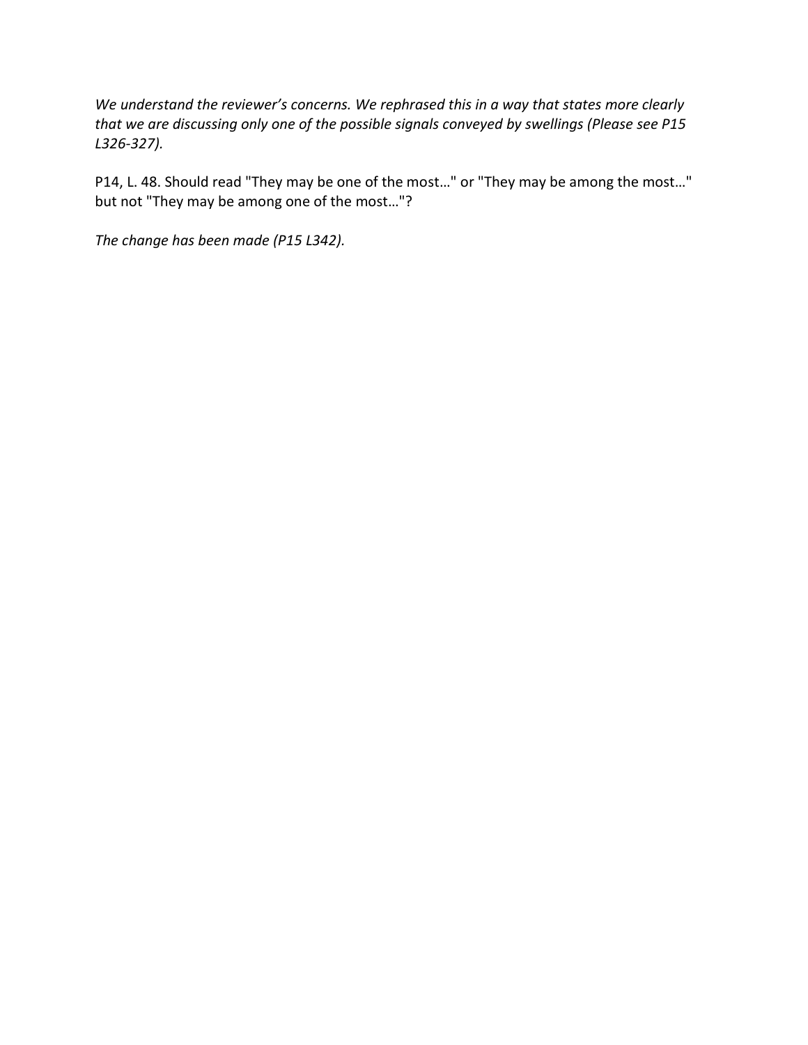*We understand the reviewer's concerns. We rephrased this in a way that states more clearly that we are discussing only one of the possible signals conveyed by swellings (Please see P15 L326-327).*

P14, L. 48. Should read "They may be one of the most…" or "They may be among the most…" but not "They may be among one of the most…"?

*The change has been made (P15 L342).*